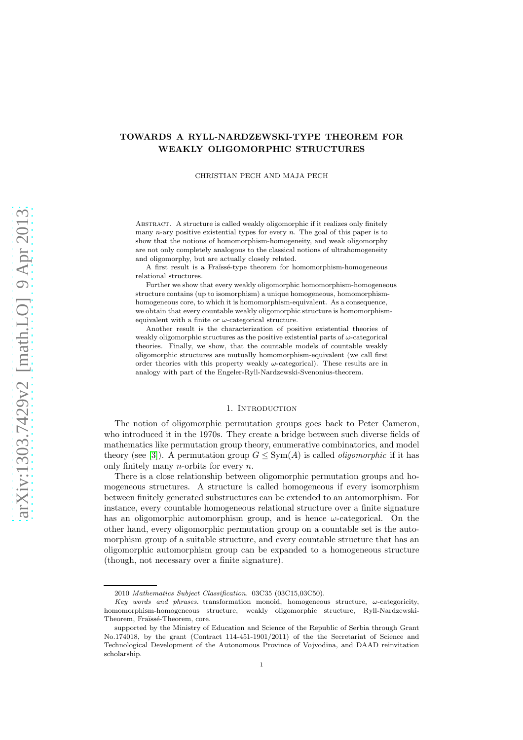# TOWARDS A RYLL-NARDZEWSKI-TYPE THEOREM FOR WEAKLY OLIGOMORPHIC STRUCTURES

CHRISTIAN PECH AND MAJA PECH

Abstract. A structure is called weakly oligomorphic if it realizes only finitely many $n$-ary positive existential types for every $n$. The goal of this paper is to show that the notions of homomorphism-homogeneity, and weak oligomorphy are not only completely analogous to the classical notions of ultrahomogeneity and oligomorphy, but are actually closely related.

A first result is a Fraïssé-type theorem for homomorphism-homogeneous relational structures.

Further we show that every weakly oligomorphic homomorphism-homogeneous structure contains (up to isomorphism) a unique homogeneous, homomorphism-homogeneous core, to which it is homomorphism-equivalent. As a consequence, we obtain that every countable weakly oligomorphic structure is homomorphism-equivalent with a finite or $\omega$-categorical structure.

Another result is the characterization of positive existential theories of weakly oligomorphic structures as the positive existential parts of $\omega$-categorical theories. Finally, we show, that the countable models of countable weakly oligomorphic structures are mutually homomorphism-equivalent (we call first order theories with this property weakly $\omega$-categorical). These results are in analogy with part of the Engeler-Ryll-Nardzewski-Svenonius-theorem.

## 1. Introduction

The notion of oligomorphic permutation groups goes back to Peter Cameron, who introduced it in the 1970s. They create a bridge between such diverse fields of mathematics like permutation group theory, enumerative combinatorics, and model theory (see [3]). A permutation group $G \leq \mathrm{Sym}(A)$ is called *oligomorphic* if it has only finitely many $n$-orbits for every $n$.

There is a close relationship between oligomorphic permutation groups and homogeneous structures. A structure is called homogeneous if every isomorphism between finitely generated substructures can be extended to an automorphism. For instance, every countable homogeneous relational structure over a finite signature has an oligomorphic automorphism group, and is hence $\omega$-categorical. On the other hand, every oligomorphic permutation group on a countable set is the automorphism group of a suitable structure, and every countable structure that has an oligomorphic automorphism group can be expanded to a homogeneous structure (though, not necessary over a finite signature).

2010 *Mathematics Subject Classification.* 03C35 (03C15,03C50).

*Key words and phrases.* transformation monoid, homogeneous structure, $\omega$-categoricity, homomorphism-homogeneous structure, weakly oligomorphic structure, Ryll-Nardzewski-Theorem, Fraïssé-Theorem, core.

supported by the Ministry of Education and Science of the Republic of Serbia through Grant No.174018, by the grant (Contract 114-451-1901/2011) of the the Secretariat of Science and Technological Development of the Autonomous Province of Vojvodina, and DAAD reinvitation scholarship.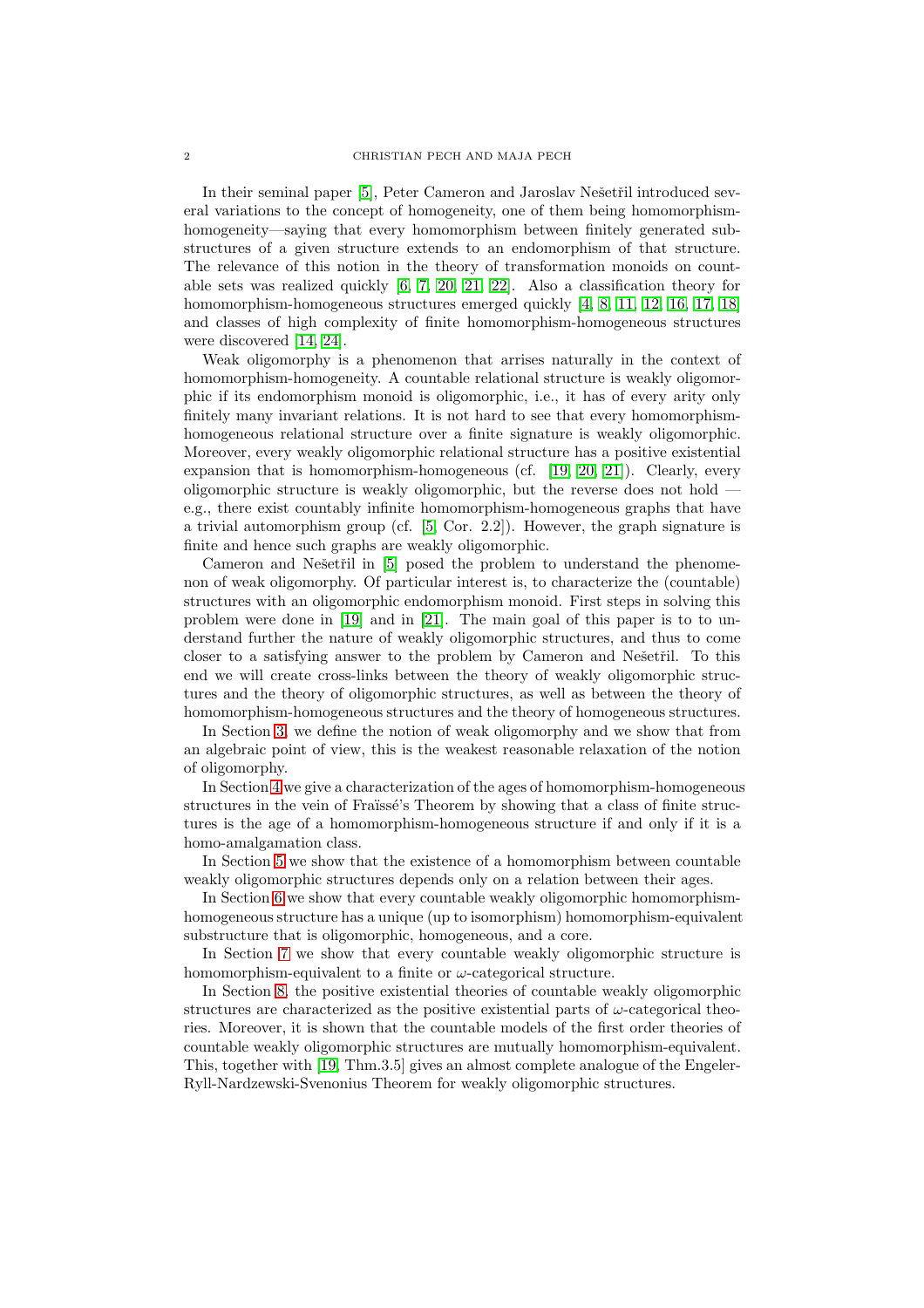In their seminal paper [5], Peter Cameron and Jaroslav Nešetřil introduced several variations to the concept of homogeneity, one of them being homomorphism-homogeneity—saying that every homomorphism between finitely generated substructures of a given structure extends to an endomorphism of that structure. The relevance of this notion in the theory of transformation monoids on countable sets was realized quickly [6, 7, 20, 21, 22]. Also a classification theory for homomorphism-homogeneous structures emerged quickly [4, 8, 11, 12, 16, 17, 18] and classes of high complexity of finite homomorphism-homogeneous structures were discovered [14, 24].

Weak oligomorphy is a phenomenon that arrises naturally in the context of homomorphism-homogeneity. A countable relational structure is weakly oligomorphic if its endomorphism monoid is oligomorphic, i.e., it has of every arity only finitely many invariant relations. It is not hard to see that every homomorphism-homogeneous relational structure over a finite signature is weakly oligomorphic. Moreover, every weakly oligomorphic relational structure has a positive existential expansion that is homomorphism-homogeneous (cf. [19, 20, 21]). Clearly, every oligomorphic structure is weakly oligomorphic, but the reverse does not hold — e.g., there exist countably infinite homomorphism-homogeneous graphs that have a trivial automorphism group (cf. [5, Cor. 2.2]). However, the graph signature is finite and hence such graphs are weakly oligomorphic.

Cameron and Nešetřil in [5] posed the problem to understand the phenomenon of weak oligomorphy. Of particular interest is, to characterize the (countable) structures with an oligomorphic endomorphism monoid. First steps in solving this problem were done in [19] and in [21]. The main goal of this paper is to to understand further the nature of weakly oligomorphic structures, and thus to come closer to a satisfying answer to the problem by Cameron and Nešetřil. To this end we will create cross-links between the theory of weakly oligomorphic structures and the theory of oligomorphic structures, as well as between the theory of homomorphism-homogeneous structures and the theory of homogeneous structures.

In Section 3, we define the notion of weak oligomorphy and we show that from an algebraic point of view, this is the weakest reasonable relaxation of the notion of oligomorphy.

In Section 4 we give a characterization of the ages of homomorphism-homogeneous structures in the vein of Fraïssé's Theorem by showing that a class of finite structures is the age of a homomorphism-homogeneous structure if and only if it is a homo-amalgamation class.

In Section 5 we show that the existence of a homomorphism between countable weakly oligomorphic structures depends only on a relation between their ages.

In Section 6 we show that every countable weakly oligomorphic homomorphism-homogeneous structure has a unique (up to isomorphism) homomorphism-equivalent substructure that is oligomorphic, homogeneous, and a core.

In Section 7 we show that every countable weakly oligomorphic structure is homomorphism-equivalent to a finite or $\omega$-categorical structure.

In Section 8, the positive existential theories of countable weakly oligomorphic structures are characterized as the positive existential parts of $\omega$-categorical theories. Moreover, it is shown that the countable models of the first order theories of countable weakly oligomorphic structures are mutually homomorphism-equivalent. This, together with [19, Thm.3.5] gives an almost complete analogue of the Engeler-Ryll-Nardzewski-Svenonius Theorem for weakly oligomorphic structures.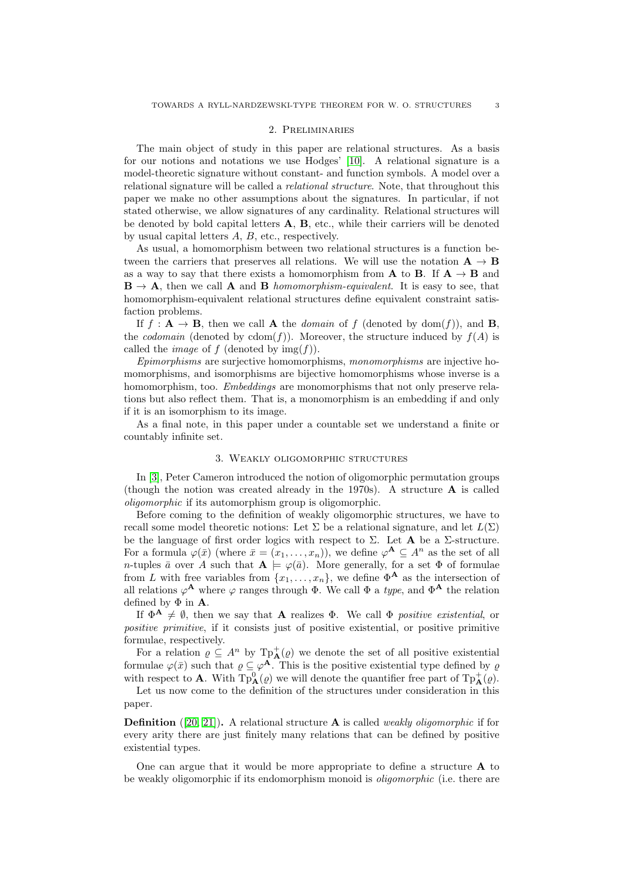## 2. Preliminaries

The main object of study in this paper are relational structures. As a basis for our notions and notations we use Hodges' [10]. A relational signature is a model-theoretic signature without constant- and function symbols. A model over a relational signature will be called a *relational structure*. Note, that throughout this paper we make no other assumptions about the signatures. In particular, if not stated otherwise, we allow signatures of any cardinality. Relational structures will be denoted by bold capital letters $\mathbf{A}$, $\mathbf{B}$, etc., while their carriers will be denoted by usual capital letters $A$, $B$, etc., respectively.

As usual, a homomorphism between two relational structures is a function between the carriers that preserves all relations. We will use the notation $\mathbf{A} \to \mathbf{B}$ as a way to say that there exists a homomorphism from $\mathbf{A}$ to $\mathbf{B}$. If $\mathbf{A} \to \mathbf{B}$ and $\mathbf{B} \to \mathbf{A}$, then we call $\mathbf{A}$ and $\mathbf{B}$ *homomorphism-equivalent*. It is easy to see, that homomorphism-equivalent relational structures define equivalent constraint satisfaction problems.

If $f : \mathbf{A} \to \mathbf{B}$, then we call $\mathbf{A}$ the *domain* of $f$ (denoted by $\operatorname{dom}(f)$), and $\mathbf{B}$, the *codomain* (denoted by $\operatorname{cdom}(f)$). Moreover, the structure induced by $f(A)$ is called the *image* of $f$ (denoted by $\operatorname{img}(f)$).

*Epimorphisms* are surjective homomorphisms, *monomorphisms* are injective homomorphisms, and isomorphisms are bijective homomorphisms whose inverse is a homomorphism, too. *Embeddings* are monomorphisms that not only preserve relations but also reflect them. That is, a monomorphism is an embedding if and only if it is an isomorphism to its image.

As a final note, in this paper under a countable set we understand a finite or countably infinite set.

## 3. Weakly oligomorphic structures

In [3], Peter Cameron introduced the notion of oligomorphic permutation groups (though the notion was created already in the 1970s). A structure $\mathbf{A}$ is called *oligomorphic* if its automorphism group is oligomorphic.

Before coming to the definition of weakly oligomorphic structures, we have to recall some model theoretic notions: Let $\Sigma$ be a relational signature, and let $L(\Sigma)$ be the language of first order logics with respect to $\Sigma$. Let $\mathbf{A}$ be a $\Sigma$-structure. For a formula $\varphi(\bar{x})$ (where $\bar{x} = (x_1, \dots, x_n)$), we define $\varphi^{\mathbf{A}} \subseteq A^n$ as the set of all $n$-tuples $\bar{a}$ over $A$ such that $\mathbf{A} \models \varphi(\bar{a})$. More generally, for a set $\Phi$ of formulae from $L$ with free variables from $\{x_1, \dots, x_n\}$, we define $\Phi^{\mathbf{A}}$ as the intersection of all relations $\varphi^{\mathbf{A}}$ where $\varphi$ ranges through $\Phi$. We call $\Phi$ a *type*, and $\Phi^{\mathbf{A}}$ the relation defined by $\Phi$ in $\mathbf{A}$.

If $\Phi^{\mathbf{A}} \neq \emptyset$, then we say that $\mathbf{A}$ realizes $\Phi$. We call $\Phi$ *positive existential*, or *positive primitive*, if it consists just of positive existential, or positive primitive formulae, respectively.

For a relation $\varrho \subseteq A^n$ by $\operatorname{Tp}^+_{\mathbf{A}}(\varrho)$ we denote the set of all positive existential formulae $\varphi(\bar{x})$ such that $\varrho \subseteq \varphi^{\mathbf{A}}$. This is the positive existential type defined by $\varrho$ with respect to $\mathbf{A}$. With $\operatorname{Tp}^0_{\mathbf{A}}(\varrho)$ we will denote the quantifier free part of $\operatorname{Tp}^+_{\mathbf{A}}(\varrho)$.

Let us now come to the definition of the structures under consideration in this paper.

**Definition** ([20, 21]). A relational structure $\mathbf{A}$ is called *weakly oligomorphic* if for every arity there are just finitely many relations that can be defined by positive existential types.

One can argue that it would be more appropriate to define a structure $\mathbf{A}$ to be weakly oligomorphic if its endomorphism monoid is *oligomorphic* (i.e. there are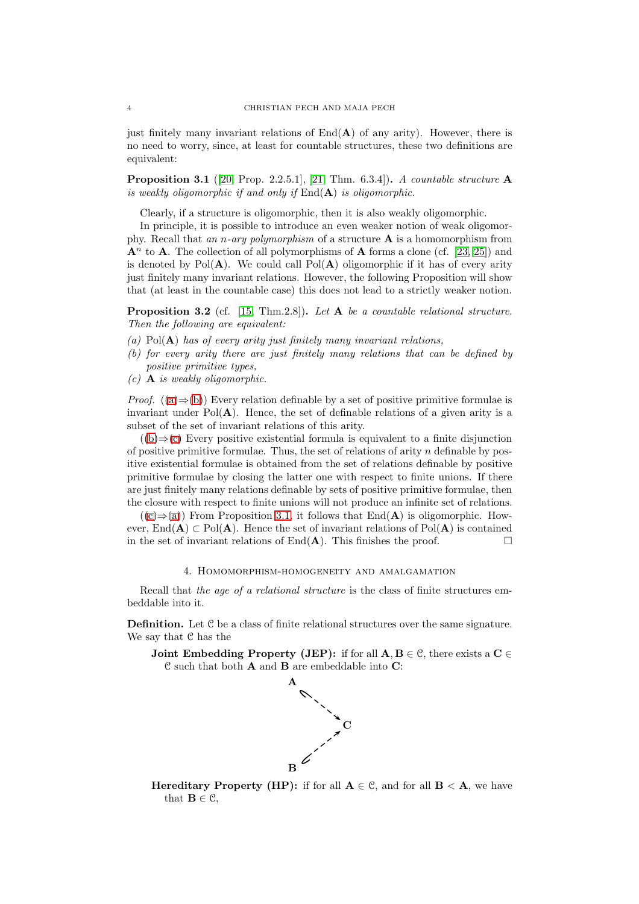just finitely many invariant relations of $\operatorname{End}(\mathbf{A})$ of any arity). However, there is no need to worry, since, at least for countable structures, these two definitions are equivalent:

**Proposition 3.1** ([20, Prop. 2.2.5.1], [21, Thm. 6.3.4])**.** *A countable structure* $\mathbf{A}$ *is weakly oligomorphic if and only if* $\operatorname{End}(\mathbf{A})$ *is oligomorphic.*

Clearly, if a structure is oligomorphic, then it is also weakly oligomorphic.

In principle, it is possible to introduce an even weaker notion of weak oligomorphy. Recall that *an $n$-ary polymorphism* of a structure $\mathbf{A}$ is a homomorphism from $\mathbf{A}^n$ to $\mathbf{A}$. The collection of all polymorphisms of $\mathbf{A}$ forms a clone (cf. [23, 25]) and is denoted by $\operatorname{Pol}(\mathbf{A})$. We could call $\operatorname{Pol}(\mathbf{A})$ oligomorphic if it has of every arity just finitely many invariant relations. However, the following Proposition will show that (at least in the countable case) this does not lead to a strictly weaker notion.

**Proposition 3.2** (cf. [15, Thm.2.8])**.** *Let* $\mathbf{A}$ *be a countable relational structure. Then the following are equivalent:*

*(a)* $\operatorname{Pol}(\mathbf{A})$ *has of every arity just finitely many invariant relations,*
*(b) for every arity there are just finitely many relations that can be defined by positive primitive types,*
*(c)* $\mathbf{A}$ *is weakly oligomorphic.*

*Proof.* ((a)⇒(b)) Every relation definable by a set of positive primitive formulae is invariant under $\operatorname{Pol}(\mathbf{A})$. Hence, the set of definable relations of a given arity is a subset of the set of invariant relations of this arity.

((b)⇒(c) Every positive existential formula is equivalent to a finite disjunction of positive primitive formulae. Thus, the set of relations of arity $n$ definable by positive existential formulae is obtained from the set of relations definable by positive primitive formulae by closing the latter one with respect to finite unions. If there are just finitely many relations definable by sets of positive primitive formulae, then the closure with respect to finite unions will not produce an infinite set of relations.

((c)⇒(a)) From Proposition 3.1, it follows that $\operatorname{End}(\mathbf{A})$ is oligomorphic. However, $\operatorname{End}(\mathbf{A}) \subset \operatorname{Pol}(\mathbf{A})$. Hence the set of invariant relations of $\operatorname{Pol}(\mathbf{A})$ is contained in the set of invariant relations of $\operatorname{End}(\mathbf{A})$. This finishes the proof. □

## 4. Homomorphism-homogeneity and amalgamation

Recall that *the age of a relational structure* is the class of finite structures embeddable into it.

**Definition.** Let $\mathcal{C}$ be a class of finite relational structures over the same signature. We say that $\mathcal{C}$ has the

**Joint Embedding Property (JEP):** if for all $\mathbf{A}, \mathbf{B} \in \mathcal{C}$, there exists a $\mathbf{C} \in \mathcal{C}$ such that both $\mathbf{A}$ and $\mathbf{B}$ are embeddable into $\mathbf{C}$:

$$\begin{array}{ccc} \mathbf{A} & & \\ & \searrow & \\ & & \mathbf{C} \\ & \nearrow & \\ \mathbf{B} & & \end{array}$$

**Hereditary Property (HP):** if for all $\mathbf{A} \in \mathcal{C}$, and for all $\mathbf{B} < \mathbf{A}$, we have that $\mathbf{B} \in \mathcal{C}$,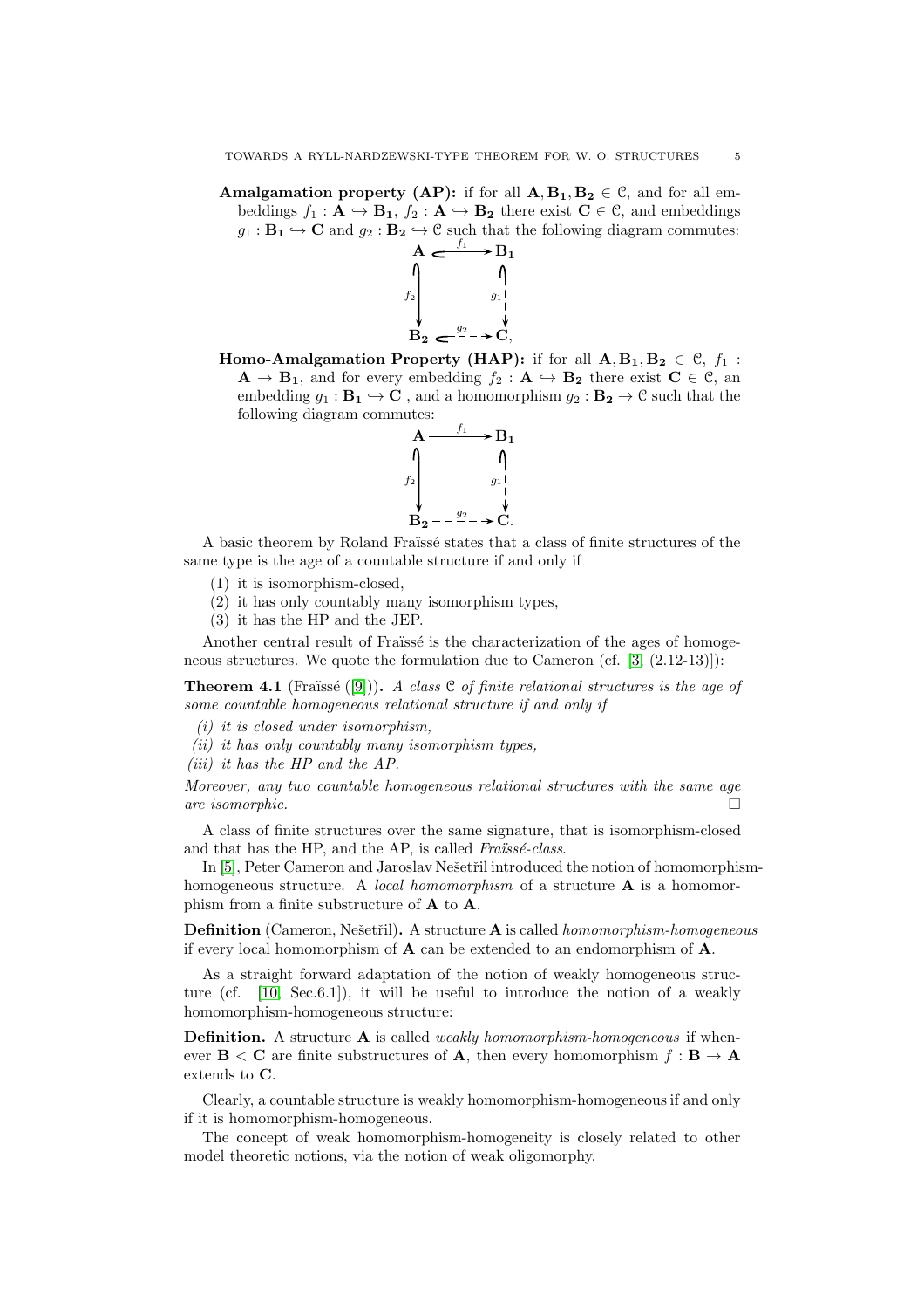**Amalgamation property (AP):** if for all $\mathbf{A}, \mathbf{B_1}, \mathbf{B_2} \in \mathcal{C}$, and for all embeddings $f_1 : \mathbf{A} \hookrightarrow \mathbf{B_1}$, $f_2 : \mathbf{A} \hookrightarrow \mathbf{B_2}$ there exist $\mathbf{C} \in \mathcal{C}$, and embeddings $g_1 : \mathbf{B_1} \hookrightarrow \mathbf{C}$ and $g_2 : \mathbf{B_2} \hookrightarrow \mathcal{C}$ such that the following diagram commutes:

$$\begin{array}{ccc} \mathbf{A} & \xhookrightarrow{f_1} & \mathbf{B_1} \\ {\scriptstyle f_2}\downarrow & & \downarrow{\scriptstyle g_1} \\ \mathbf{B_2} & \xhookrightarrow{g_2} & \mathbf{C}, \end{array}$$

**Homo-Amalgamation Property (HAP):** if for all $\mathbf{A}, \mathbf{B_1}, \mathbf{B_2} \in \mathcal{C}$, $f_1 : \mathbf{A} \to \mathbf{B_1}$, and for every embedding $f_2 : \mathbf{A} \hookrightarrow \mathbf{B_2}$ there exist $\mathbf{C} \in \mathcal{C}$, an embedding $g_1 : \mathbf{B_1} \hookrightarrow \mathbf{C}$ , and a homomorphism $g_2 : \mathbf{B_2} \to \mathcal{C}$ such that the following diagram commutes:

$$\begin{array}{ccc} \mathbf{A} & \xrightarrow{f_1} & \mathbf{B_1} \\ {\scriptstyle f_2}\downarrow & & \downarrow{\scriptstyle g_1} \\ \mathbf{B_2} & \xrightarrow{g_2} & \mathbf{C}. \end{array}$$

A basic theorem by Roland Fraïssé states that a class of finite structures of the same type is the age of a countable structure if and only if

(1) it is isomorphism-closed,
(2) it has only countably many isomorphism types,
(3) it has the HP and the JEP.

Another central result of Fraïssé is the characterization of the ages of homogeneous structures. We quote the formulation due to Cameron (cf. [3] (2.12-13)]):

**Theorem 4.1** (Fraïssé ([9])). *A class $\mathcal{C}$ of finite relational structures is the age of some countable homogeneous relational structure if and only if*

*(i) it is closed under isomorphism,*
*(ii) it has only countably many isomorphism types,*
*(iii) it has the HP and the AP.*

*Moreover, any two countable homogeneous relational structures with the same age are isomorphic.* □

A class of finite structures over the same signature, that is isomorphism-closed and that has the HP, and the AP, is called *Fraïssé-class*.

In [5], Peter Cameron and Jaroslav Nešetřil introduced the notion of homomorphism-homogeneous structure. A *local homomorphism* of a structure $\mathbf{A}$ is a homomorphism from a finite substructure of $\mathbf{A}$ to $\mathbf{A}$.

**Definition** (Cameron, Nešetřil)**.** A structure $\mathbf{A}$ is called *homomorphism-homogeneous* if every local homomorphism of $\mathbf{A}$ can be extended to an endomorphism of $\mathbf{A}$.

As a straight forward adaptation of the notion of weakly homogeneous structure (cf. [10] Sec.6.1]), it will be useful to introduce the notion of a weakly homomorphism-homogeneous structure:

**Definition.** A structure $\mathbf{A}$ is called *weakly homomorphism-homogeneous* if whenever $\mathbf{B} < \mathbf{C}$ are finite substructures of $\mathbf{A}$, then every homomorphism $f : \mathbf{B} \to \mathbf{A}$ extends to $\mathbf{C}$.

Clearly, a countable structure is weakly homomorphism-homogeneous if and only if it is homomorphism-homogeneous.

The concept of weak homomorphism-homogeneity is closely related to other model theoretic notions, via the notion of weak oligomorphy.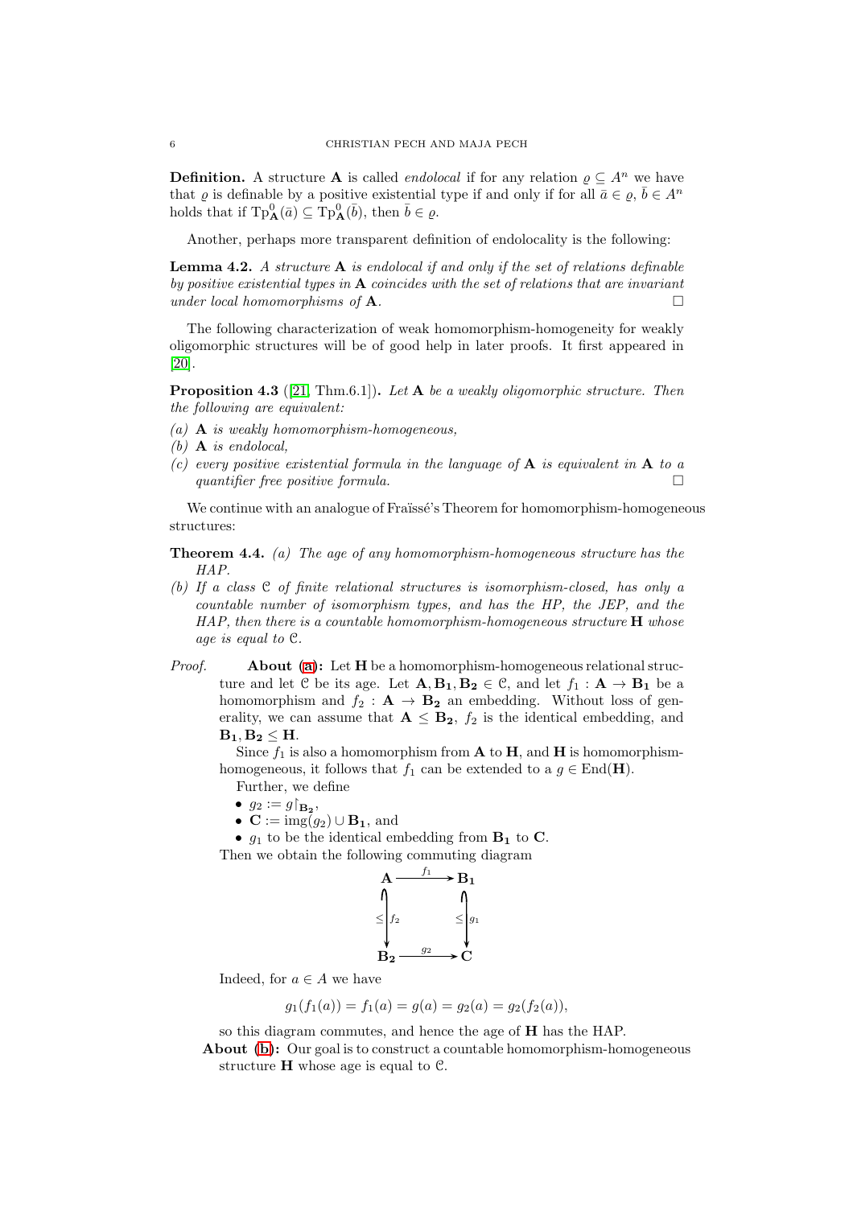**Definition.** A structure $\mathbf{A}$ is called *endolocal* if for any relation $\varrho \subseteq A^n$ we have that $\varrho$ is definable by a positive existential type if and only if for all $\bar{a} \in \varrho$, $\bar{b} \in A^n$ holds that if $\mathrm{Tp}^0_{\mathbf{A}}(\bar{a}) \subseteq \mathrm{Tp}^0_{\mathbf{A}}(\bar{b})$, then $\bar{b} \in \varrho$.

Another, perhaps more transparent definition of endolocality is the following:

**Lemma 4.2.** *A structure $\mathbf{A}$ is endolocal if and only if the set of relations definable by positive existential types in $\mathbf{A}$ coincides with the set of relations that are invariant under local homomorphisms of $\mathbf{A}$.* □

The following characterization of weak homomorphism-homogeneity for weakly oligomorphic structures will be of good help in later proofs. It first appeared in [20].

**Proposition 4.3** ([21, Thm.6.1])**.** *Let $\mathbf{A}$ be a weakly oligomorphic structure. Then the following are equivalent:*

*(a) $\mathbf{A}$ is weakly homomorphism-homogeneous,*
*(b) $\mathbf{A}$ is endolocal,*
*(c) every positive existential formula in the language of $\mathbf{A}$ is equivalent in $\mathbf{A}$ to a quantifier free positive formula.* □

We continue with an analogue of Fraïssé's Theorem for homomorphism-homogeneous structures:

**Theorem 4.4.** *(a) The age of any homomorphism-homogeneous structure has the HAP.*
*(b) If a class $\mathcal{C}$ of finite relational structures is isomorphism-closed, has only a countable number of isomorphism types, and has the HP, the JEP, and the HAP, then there is a countable homomorphism-homogeneous structure $\mathbf{H}$ whose age is equal to $\mathcal{C}$.*

*Proof.* **About (a):** Let $\mathbf{H}$ be a homomorphism-homogeneous relational structure and let $\mathcal{C}$ be its age. Let $\mathbf{A}, \mathbf{B_1}, \mathbf{B_2} \in \mathcal{C}$, and let $f_1 : \mathbf{A} \to \mathbf{B_1}$ be a homomorphism and $f_2 : \mathbf{A} \to \mathbf{B_2}$ an embedding. Without loss of generality, we can assume that $\mathbf{A} \leq \mathbf{B_2}$, $f_2$ is the identical embedding, and $\mathbf{B_1}, \mathbf{B_2} \leq \mathbf{H}$.

Since $f_1$ is also a homomorphism from $\mathbf{A}$ to $\mathbf{H}$, and $\mathbf{H}$ is homomorphism-homogeneous, it follows that $f_1$ can be extended to a $g \in \mathrm{End}(\mathbf{H})$.

Further, we define

- $g_2 := g\restriction_{\mathbf{B_2}}$,
- $\mathbf{C} := \mathrm{img}(g_2) \cup \mathbf{B_1}$, and
- $g_1$ to be the identical embedding from $\mathbf{B_1}$ to $\mathbf{C}$.

Then we obtain the following commuting diagram

$$\begin{array}{ccc} \mathbf{A} & \xrightarrow{f_1} & \mathbf{B_1} \\ \leq \downarrow f_2 & & \leq \downarrow g_1 \\ \mathbf{B_2} & \xrightarrow{g_2} & \mathbf{C} \end{array}$$

Indeed, for $a \in A$ we have

$$g_1(f_1(a)) = f_1(a) = g(a) = g_2(a) = g_2(f_2(a)),$$

so this diagram commutes, and hence the age of $\mathbf{H}$ has the HAP.

**About (b):** Our goal is to construct a countable homomorphism-homogeneous structure $\mathbf{H}$ whose age is equal to $\mathcal{C}$.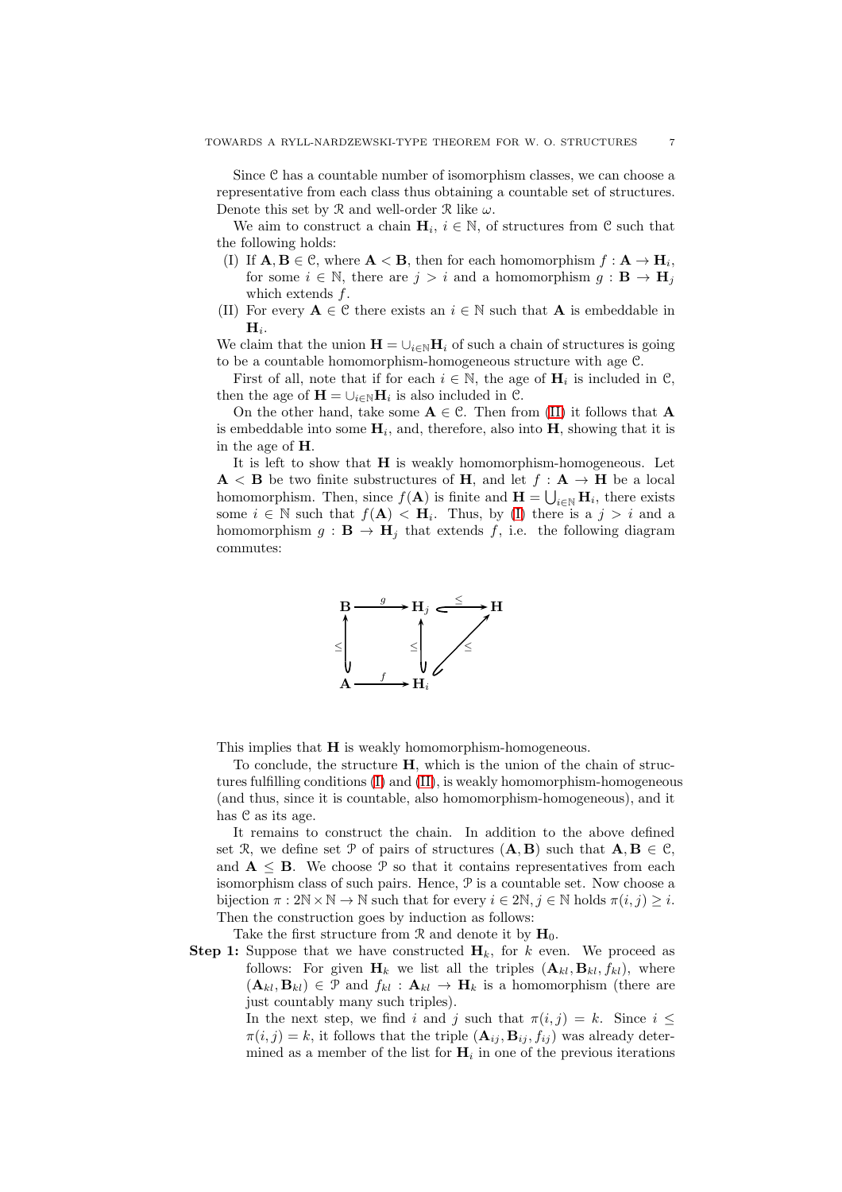Since $\mathcal{C}$ has a countable number of isomorphism classes, we can choose a representative from each class thus obtaining a countable set of structures. Denote this set by $\mathcal{R}$ and well-order $\mathcal{R}$ like $\omega$.

We aim to construct a chain $\mathbf{H}_i$, $i \in \mathbb{N}$, of structures from $\mathcal{C}$ such that the following holds:

(I) If $\mathbf{A}, \mathbf{B} \in \mathcal{C}$, where $\mathbf{A} < \mathbf{B}$, then for each homomorphism $f : \mathbf{A} \to \mathbf{H}_i$, for some $i \in \mathbb{N}$, there are $j > i$ and a homomorphism $g : \mathbf{B} \to \mathbf{H}_j$ which extends $f$.

(II) For every $\mathbf{A} \in \mathcal{C}$ there exists an $i \in \mathbb{N}$ such that $\mathbf{A}$ is embeddable in $\mathbf{H}_i$.

We claim that the union $\mathbf{H} = \cup_{i \in \mathbb{N}} \mathbf{H}_i$ of such a chain of structures is going to be a countable homomorphism-homogeneous structure with age $\mathcal{C}$.

First of all, note that if for each $i \in \mathbb{N}$, the age of $\mathbf{H}_i$ is included in $\mathcal{C}$, then the age of $\mathbf{H} = \cup_{i \in \mathbb{N}} \mathbf{H}_i$ is also included in $\mathcal{C}$.

On the other hand, take some $\mathbf{A} \in \mathcal{C}$. Then from (II) it follows that $\mathbf{A}$ is embeddable into some $\mathbf{H}_i$, and, therefore, also into $\mathbf{H}$, showing that it is in the age of $\mathbf{H}$.

It is left to show that $\mathbf{H}$ is weakly homomorphism-homogeneous. Let $\mathbf{A} < \mathbf{B}$ be two finite substructures of $\mathbf{H}$, and let $f : \mathbf{A} \to \mathbf{H}$ be a local homomorphism. Then, since $f(\mathbf{A})$ is finite and $\mathbf{H} = \bigcup_{i \in \mathbb{N}} \mathbf{H}_i$, there exists some $i \in \mathbb{N}$ such that $f(\mathbf{A}) < \mathbf{H}_i$. Thus, by (I) there is a $j > i$ and a homomorphism $g : \mathbf{B} \to \mathbf{H}_j$ that extends $f$, i.e. the following diagram commutes:

$$
\begin{array}{ccccc}
\mathbf{B} & \xrightarrow{g} & \mathbf{H}_j & \xrightarrow{\leq} & \mathbf{H} \\
\uparrow{\scriptstyle\leq} & & \uparrow{\scriptstyle\leq} & \nearrow{\scriptstyle\leq} & \\
\mathbf{A} & \xrightarrow{f} & \mathbf{H}_i & &
\end{array}
$$

This implies that $\mathbf{H}$ is weakly homomorphism-homogeneous.

To conclude, the structure $\mathbf{H}$, which is the union of the chain of structures fulfilling conditions (I) and (II), is weakly homomorphism-homogeneous (and thus, since it is countable, also homomorphism-homogeneous), and it has $\mathcal{C}$ as its age.

It remains to construct the chain. In addition to the above defined set $\mathcal{R}$, we define set $\mathcal{P}$ of pairs of structures $(\mathbf{A}, \mathbf{B})$ such that $\mathbf{A}, \mathbf{B} \in \mathcal{C}$, and $\mathbf{A} \leq \mathbf{B}$. We choose $\mathcal{P}$ so that it contains representatives from each isomorphism class of such pairs. Hence, $\mathcal{P}$ is a countable set. Now choose a bijection $\pi : 2\mathbb{N} \times \mathbb{N} \to \mathbb{N}$ such that for every $i \in 2\mathbb{N}, j \in \mathbb{N}$ holds $\pi(i, j) \geq i$. Then the construction goes by induction as follows:

Take the first structure from $\mathcal{R}$ and denote it by $\mathbf{H}_0$.

**Step 1:** Suppose that we have constructed $\mathbf{H}_k$, for $k$ even. We proceed as follows: For given $\mathbf{H}_k$ we list all the triples $(\mathbf{A}_{kl}, \mathbf{B}_{kl}, f_{kl})$, where $(\mathbf{A}_{kl}, \mathbf{B}_{kl}) \in \mathcal{P}$ and $f_{kl} : \mathbf{A}_{kl} \to \mathbf{H}_k$ is a homomorphism (there are just countably many such triples).

In the next step, we find $i$ and $j$ such that $\pi(i, j) = k$. Since $i \leq \pi(i, j) = k$, it follows that the triple $(\mathbf{A}_{ij}, \mathbf{B}_{ij}, f_{ij})$ was already determined as a member of the list for $\mathbf{H}_i$ in one of the previous iterations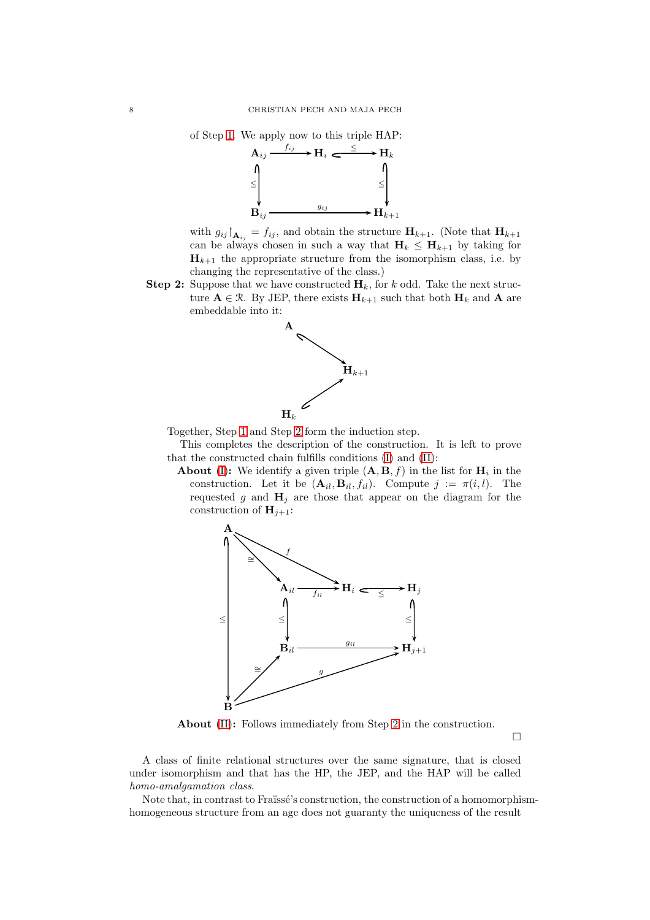of Step 1. We apply now to this triple HAP:

$$\begin{array}{ccccc}
\mathbf{A}_{ij} & \xrightarrow{f_{ij}} & \mathbf{H}_i & \xhookrightarrow{\leq} & \mathbf{H}_k \\
\big\downarrow \leq & & & & \big\downarrow \leq \\
\mathbf{B}_{ij} & & \xrightarrow{g_{ij}} & & \mathbf{H}_{k+1}
\end{array}$$

with $g_{ij}\restriction_{\mathbf{A}_{ij}} = f_{ij}$, and obtain the structure $\mathbf{H}_{k+1}$. (Note that $\mathbf{H}_{k+1}$ can be always chosen in such a way that $\mathbf{H}_k \leq \mathbf{H}_{k+1}$ by taking for $\mathbf{H}_{k+1}$ the appropriate structure from the isomorphism class, i.e. by changing the representative of the class.)

**Step 2:** Suppose that we have constructed $\mathbf{H}_k$, for $k$ odd. Take the next structure $\mathbf{A} \in \mathcal{R}$. By JEP, there exists $\mathbf{H}_{k+1}$ such that both $\mathbf{H}_k$ and $\mathbf{A}$ are embeddable into it:

$$\begin{array}{ccc}
\mathbf{A} & & \\
& \searrow & \\
& & \mathbf{H}_{k+1} \\
& \nearrow & \\
\mathbf{H}_k & &
\end{array}$$

Together, Step 1 and Step 2 form the induction step.

This completes the description of the construction. It is left to prove that the constructed chain fulfills conditions (I) and (II):

**About (I):** We identify a given triple $(\mathbf{A}, \mathbf{B}, f)$ in the list for $\mathbf{H}_i$ in the construction. Let it be $(\mathbf{A}_{il}, \mathbf{B}_{il}, f_{il})$. Compute $j := \pi(i, l)$. The requested $g$ and $\mathbf{H}_j$ are those that appear on the diagram for the construction of $\mathbf{H}_{j+1}$:

$$\begin{array}{ccccc}
\mathbf{A} \xrightarrow{\cong} \mathbf{A}_{il} & \xrightarrow{f_{il}} & \mathbf{H}_i & \xhookrightarrow{\leq} & \mathbf{H}_j \\
\big\downarrow \leq \qquad \big\downarrow \leq & & & & \big\downarrow \leq \\
\mathbf{B} \xrightarrow{\cong} \mathbf{B}_{il} & & \xrightarrow{g_{il}} & & \mathbf{H}_{j+1}
\end{array}$$

with $f \colon \mathbf{A} \to \mathbf{H}_i$ and $g \colon \mathbf{B} \to \mathbf{H}_{j+1}$.

**About (II):** Follows immediately from Step 2 in the construction.

□

A class of finite relational structures over the same signature, that is closed under isomorphism and that has the HP, the JEP, and the HAP will be called *homo-amalgamation class*.

Note that, in contrast to Fraïssé's construction, the construction of a homomorphism-homogeneous structure from an age does not guaranty the uniqueness of the result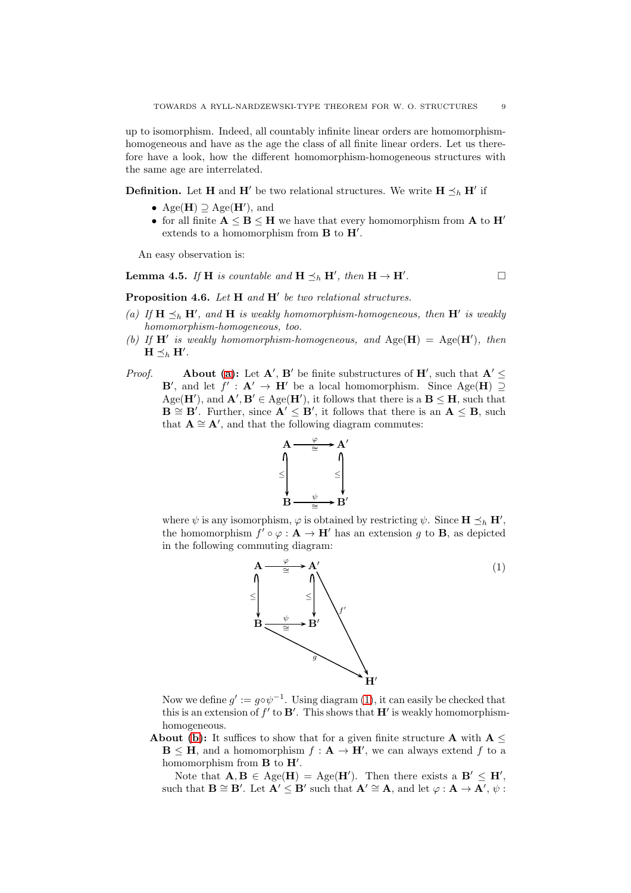up to isomorphism. Indeed, all countably infinite linear orders are homomorphism-homogeneous and have as the age the class of all finite linear orders. Let us therefore have a look, how the different homomorphism-homogeneous structures with the same age are interrelated.

**Definition.** Let $\mathbf{H}$ and $\mathbf{H}'$ be two relational structures. We write $\mathbf{H} \preceq_h \mathbf{H}'$ if

- $\operatorname{Age}(\mathbf{H}) \supseteq \operatorname{Age}(\mathbf{H}')$, and
- for all finite $\mathbf{A} \leq \mathbf{B} \leq \mathbf{H}$ we have that every homomorphism from $\mathbf{A}$ to $\mathbf{H}'$ extends to a homomorphism from $\mathbf{B}$ to $\mathbf{H}'$.

An easy observation is:

**Lemma 4.5.** *If $\mathbf{H}$ is countable and $\mathbf{H} \preceq_h \mathbf{H}'$, then $\mathbf{H} \to \mathbf{H}'$.* □

**Proposition 4.6.** *Let $\mathbf{H}$ and $\mathbf{H}'$ be two relational structures.*

*(a) If $\mathbf{H} \preceq_h \mathbf{H}'$, and $\mathbf{H}$ is weakly homomorphism-homogeneous, then $\mathbf{H}'$ is weakly homomorphism-homogeneous, too.*

*(b) If $\mathbf{H}'$ is weakly homomorphism-homogeneous, and $\operatorname{Age}(\mathbf{H}) = \operatorname{Age}(\mathbf{H}')$, then $\mathbf{H} \preceq_h \mathbf{H}'$.*

*Proof.* **About (a):** Let $\mathbf{A}'$, $\mathbf{B}'$ be finite substructures of $\mathbf{H}'$, such that $\mathbf{A}' \leq \mathbf{B}'$, and let $f' : \mathbf{A}' \to \mathbf{H}'$ be a local homomorphism. Since $\operatorname{Age}(\mathbf{H}) \supseteq \operatorname{Age}(\mathbf{H}')$, and $\mathbf{A}', \mathbf{B}' \in \operatorname{Age}(\mathbf{H}')$, it follows that there is a $\mathbf{B} \leq \mathbf{H}$, such that $\mathbf{B} \cong \mathbf{B}'$. Further, since $\mathbf{A}' \leq \mathbf{B}'$, it follows that there is an $\mathbf{A} \leq \mathbf{B}$, such that $\mathbf{A} \cong \mathbf{A}'$, and that the following diagram commutes:

$$\begin{array}{ccc} \mathbf{A} & \xrightarrow[\cong]{\varphi} & \mathbf{A}' \\ \downarrow{\scriptstyle\leq} & & \downarrow{\scriptstyle\leq} \\ \mathbf{B} & \xrightarrow[\cong]{\psi} & \mathbf{B}' \end{array}$$

where $\psi$ is any isomorphism, $\varphi$ is obtained by restricting $\psi$. Since $\mathbf{H} \preceq_h \mathbf{H}'$, the homomorphism $f' \circ \varphi : \mathbf{A} \to \mathbf{H}'$ has an extension $g$ to $\mathbf{B}$, as depicted in the following commuting diagram:

$$\begin{array}{ccc} \mathbf{A} & \xrightarrow[\cong]{\varphi} & \mathbf{A}' \\ \downarrow{\scriptstyle\leq} & & \downarrow{\scriptstyle\leq} \quad \searrow{\scriptstyle f'} \\ \mathbf{B} & \xrightarrow[\cong]{\psi} & \mathbf{B}' \\ & \searrow{\scriptstyle g} & \quad \mathbf{H}' \end{array} \tag{1}$$

Now we define $g' := g \circ \psi^{-1}$. Using diagram (1), it can easily be checked that this is an extension of $f'$ to $\mathbf{B}'$. This shows that $\mathbf{H}'$ is weakly homomorphism-homogeneous.

**About (b):** It suffices to show that for a given finite structure $\mathbf{A}$ with $\mathbf{A} \leq \mathbf{B} \leq \mathbf{H}$, and a homomorphism $f : \mathbf{A} \to \mathbf{H}'$, we can always extend $f$ to a homomorphism from $\mathbf{B}$ to $\mathbf{H}'$.

Note that $\mathbf{A}, \mathbf{B} \in \operatorname{Age}(\mathbf{H}) = \operatorname{Age}(\mathbf{H}')$. Then there exists a $\mathbf{B}' \leq \mathbf{H}'$, such that $\mathbf{B} \cong \mathbf{B}'$. Let $\mathbf{A}' \leq \mathbf{B}'$ such that $\mathbf{A}' \cong \mathbf{A}$, and let $\varphi : \mathbf{A} \to \mathbf{A}'$, $\psi$ :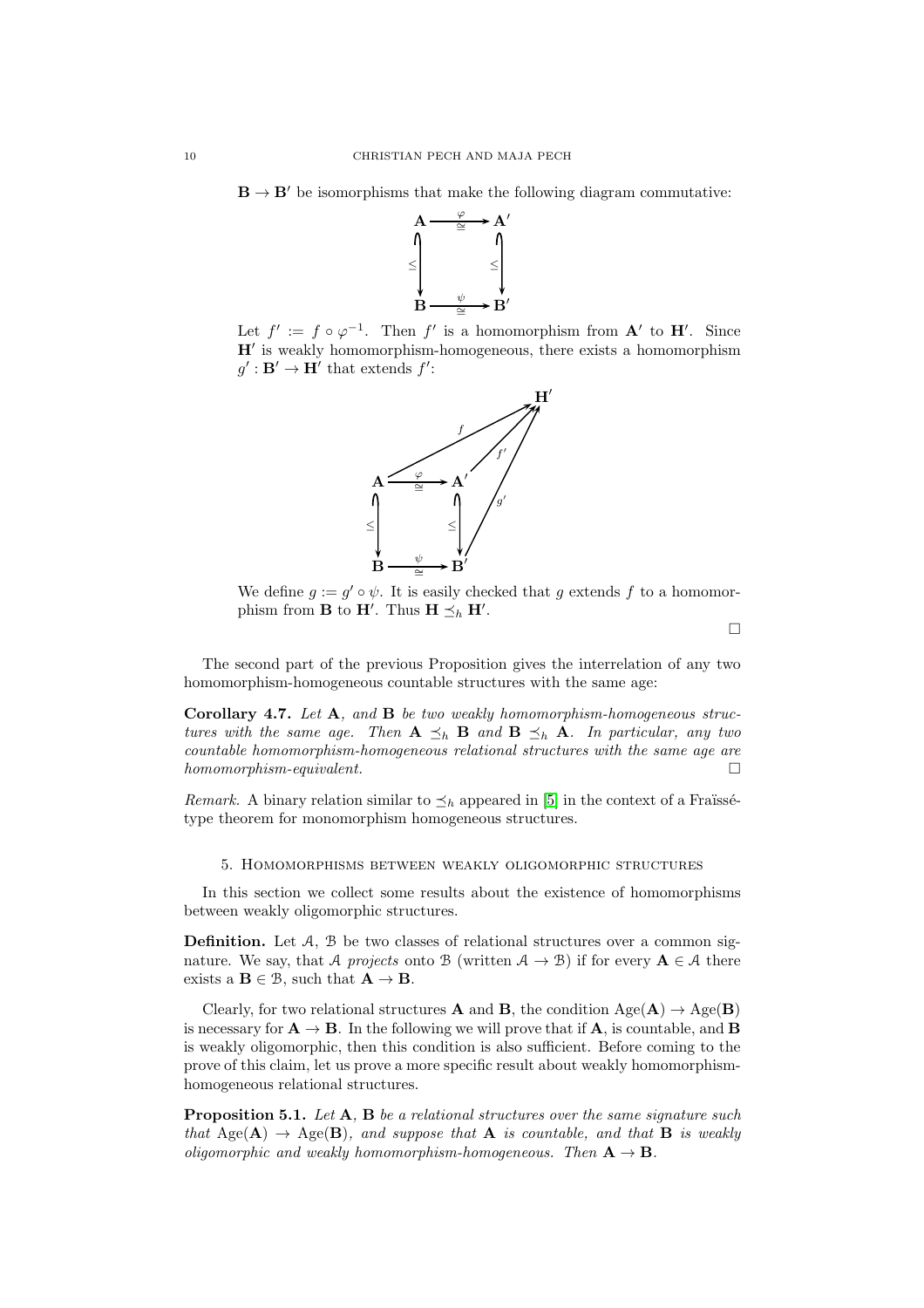$\mathbf{B} \to \mathbf{B}'$ be isomorphisms that make the following diagram commutative:

$$\begin{array}{ccc}
\mathbf{A} & \xrightarrow[\cong]{\varphi} & \mathbf{A}' \\
\downarrow \leq & & \downarrow \leq \\
\mathbf{B} & \xrightarrow[\cong]{\psi} & \mathbf{B}'
\end{array}$$

Let $f' := f \circ \varphi^{-1}$. Then $f'$ is a homomorphism from $\mathbf{A}'$ to $\mathbf{H}'$. Since $\mathbf{H}'$ is weakly homomorphism-homogeneous, there exists a homomorphism $g' : \mathbf{B}' \to \mathbf{H}'$ that extends $f'$:

$$\begin{array}{ccccc}
 & & & & \mathbf{H}' \\
 & & & {}^{f}\nearrow \quad {}^{f'}\nearrow & \uparrow g' \\
\mathbf{A} & \xrightarrow[\cong]{\varphi} & \mathbf{A}' & & \\
\downarrow \leq & & \downarrow \leq & & \\
\mathbf{B} & \xrightarrow[\cong]{\psi} & \mathbf{B}' & &
\end{array}$$

We define $g := g' \circ \psi$. It is easily checked that $g$ extends $f$ to a homomorphism from $\mathbf{B}$ to $\mathbf{H}'$. Thus $\mathbf{H} \preceq_h \mathbf{H}'$.

□

The second part of the previous Proposition gives the interrelation of any two homomorphism-homogeneous countable structures with the same age:

**Corollary 4.7.** *Let* $\mathbf{A}$*, and* $\mathbf{B}$ *be two weakly homomorphism-homogeneous structures with the same age. Then* $\mathbf{A} \preceq_h \mathbf{B}$ *and* $\mathbf{B} \preceq_h \mathbf{A}$*. In particular, any two countable homomorphism-homogeneous relational structures with the same age are homomorphism-equivalent.* □

*Remark.* A binary relation similar to $\preceq_h$ appeared in [5] in the context of a Fraïssé-type theorem for monomorphism homogeneous structures.

## 5. Homomorphisms between weakly oligomorphic structures

In this section we collect some results about the existence of homomorphisms between weakly oligomorphic structures.

**Definition.** Let $\mathcal{A}$, $\mathcal{B}$ be two classes of relational structures over a common signature. We say, that $\mathcal{A}$ *projects* onto $\mathcal{B}$ (written $\mathcal{A} \to \mathcal{B}$) if for every $\mathbf{A} \in \mathcal{A}$ there exists a $\mathbf{B} \in \mathcal{B}$, such that $\mathbf{A} \to \mathbf{B}$.

Clearly, for two relational structures $\mathbf{A}$ and $\mathbf{B}$, the condition $\operatorname{Age}(\mathbf{A}) \to \operatorname{Age}(\mathbf{B})$ is necessary for $\mathbf{A} \to \mathbf{B}$. In the following we will prove that if $\mathbf{A}$, is countable, and $\mathbf{B}$ is weakly oligomorphic, then this condition is also sufficient. Before coming to the prove of this claim, let us prove a more specific result about weakly homomorphism-homogeneous relational structures.

**Proposition 5.1.** *Let* $\mathbf{A}$*,* $\mathbf{B}$ *be a relational structures over the same signature such that* $\operatorname{Age}(\mathbf{A}) \to \operatorname{Age}(\mathbf{B})$*, and suppose that* $\mathbf{A}$ *is countable, and that* $\mathbf{B}$ *is weakly oligomorphic and weakly homomorphism-homogeneous. Then* $\mathbf{A} \to \mathbf{B}$*.*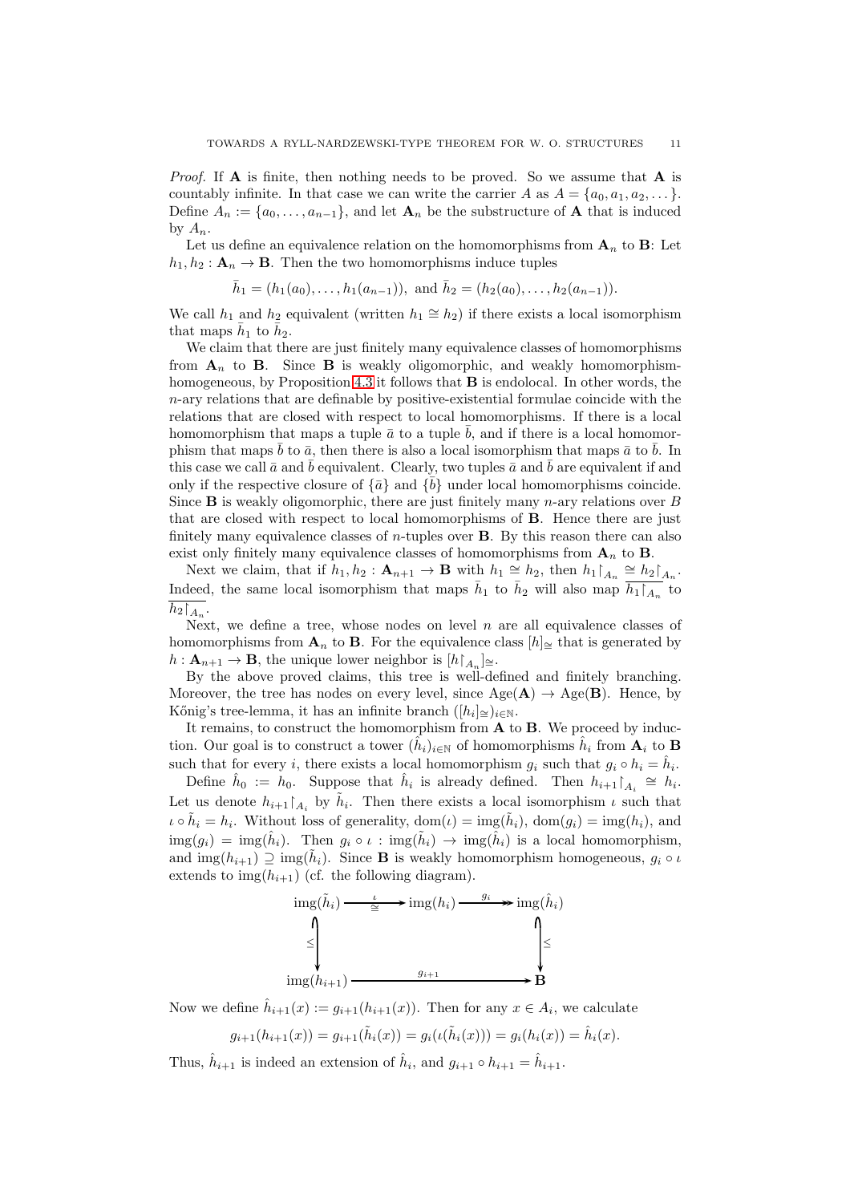*Proof.* If $\mathbf{A}$ is finite, then nothing needs to be proved. So we assume that $\mathbf{A}$ is countably infinite. In that case we can write the carrier $A$ as $A = \{a_0, a_1, a_2, \dots\}$. Define $A_n := \{a_0, \dots, a_{n-1}\}$, and let $\mathbf{A}_n$ be the substructure of $\mathbf{A}$ that is induced by $A_n$.

Let us define an equivalence relation on the homomorphisms from $\mathbf{A}_n$ to $\mathbf{B}$: Let $h_1, h_2 : \mathbf{A}_n \to \mathbf{B}$. Then the two homomorphisms induce tuples

$$\bar{h}_1 = (h_1(a_0), \dots, h_1(a_{n-1})), \text{ and } \bar{h}_2 = (h_2(a_0), \dots, h_2(a_{n-1})).$$

We call $h_1$ and $h_2$ equivalent (written $h_1 \cong h_2$) if there exists a local isomorphism that maps $\bar{h}_1$ to $\bar{h}_2$.

We claim that there are just finitely many equivalence classes of homomorphisms from $\mathbf{A}_n$ to $\mathbf{B}$. Since $\mathbf{B}$ is weakly oligomorphic, and weakly homomorphism-homogeneous, by Proposition 4.3 it follows that $\mathbf{B}$ is endolocal. In other words, the $n$-ary relations that are definable by positive-existential formulae coincide with the relations that are closed with respect to local homomorphisms. If there is a local homomorphism that maps a tuple $\bar{a}$ to a tuple $\bar{b}$, and if there is a local homomorphism that maps $\bar{b}$ to $\bar{a}$, then there is also a local isomorphism that maps $\bar{a}$ to $\bar{b}$. In this case we call $\bar{a}$ and $\bar{b}$ equivalent. Clearly, two tuples $\bar{a}$ and $\bar{b}$ are equivalent if and only if the respective closure of $\{\bar{a}\}$ and $\{\bar{b}\}$ under local homomorphisms coincide. Since $\mathbf{B}$ is weakly oligomorphic, there are just finitely many $n$-ary relations over $B$ that are closed with respect to local homomorphisms of $\mathbf{B}$. Hence there are just finitely many equivalence classes of $n$-tuples over $\mathbf{B}$. By this reason there can also exist only finitely many equivalence classes of homomorphisms from $\mathbf{A}_n$ to $\mathbf{B}$.

Next we claim, that if $h_1, h_2 : \mathbf{A}_{n+1} \to \mathbf{B}$ with $h_1 \cong h_2$, then $h_1{\restriction}_{A_n} \cong h_2{\restriction}_{A_n}$. Indeed, the same local isomorphism that maps $\bar{h}_1$ to $\bar{h}_2$ will also map $\overline{h_1{\restriction}_{A_n}}$ to $\overline{h_2{\restriction}_{A_n}}$.

Next, we define a tree, whose nodes on level $n$ are all equivalence classes of homomorphisms from $\mathbf{A}_n$ to $\mathbf{B}$. For the equivalence class $[h]_{\cong}$ that is generated by $h : \mathbf{A}_{n+1} \to \mathbf{B}$, the unique lower neighbor is $[h{\restriction}_{A_n}]_{\cong}$.

By the above proved claims, this tree is well-defined and finitely branching. Moreover, the tree has nodes on every level, since $\operatorname{Age}(\mathbf{A}) \to \operatorname{Age}(\mathbf{B})$. Hence, by Kőnig's tree-lemma, it has an infinite branch $([h_i]_{\cong})_{i \in \mathbb{N}}$.

It remains, to construct the homomorphism from $\mathbf{A}$ to $\mathbf{B}$. We proceed by induction. Our goal is to construct a tower $(\hat{h}_i)_{i \in \mathbb{N}}$ of homomorphisms $\hat{h}_i$ from $\mathbf{A}_i$ to $\mathbf{B}$ such that for every $i$, there exists a local homomorphism $g_i$ such that $g_i \circ h_i = \hat{h}_i$.

Define $\hat{h}_0 := h_0$. Suppose that $\hat{h}_i$ is already defined. Then $h_{i+1}{\restriction}_{A_i} \cong h_i$. Let us denote $h_{i+1}{\restriction}_{A_i}$ by $\tilde{h}_i$. Then there exists a local isomorphism $\iota$ such that $\iota \circ \tilde{h}_i = h_i$. Without loss of generality, $\operatorname{dom}(\iota) = \operatorname{img}(\tilde{h}_i)$, $\operatorname{dom}(g_i) = \operatorname{img}(h_i)$, and $\operatorname{img}(g_i) = \operatorname{img}(\hat{h}_i)$. Then $g_i \circ \iota : \operatorname{img}(\tilde{h}_i) \to \operatorname{img}(\hat{h}_i)$ is a local homomorphism, and $\operatorname{img}(h_{i+1}) \supseteq \operatorname{img}(\tilde{h}_i)$. Since $\mathbf{B}$ is weakly homomorphism homogeneous, $g_i \circ \iota$ extends to $\operatorname{img}(h_{i+1})$ (cf. the following diagram).

$$\begin{array}{ccccc}
\operatorname{img}(\tilde{h}_i) & \xrightarrow[\cong]{\iota} & \operatorname{img}(h_i) & \xrightarrow{g_i} & \operatorname{img}(\hat{h}_i) \\
\big\downarrow \leq & & & & \big\downarrow \leq \\
\operatorname{img}(h_{i+1}) & & \xrightarrow{g_{i+1}} & & \mathbf{B}
\end{array}$$

Now we define $\hat{h}_{i+1}(x) := g_{i+1}(h_{i+1}(x))$. Then for any $x \in A_i$, we calculate

$$g_{i+1}(h_{i+1}(x)) = g_{i+1}(\tilde{h}_i(x)) = g_i(\iota(\tilde{h}_i(x))) = g_i(h_i(x)) = \hat{h}_i(x).$$

Thus, $\hat{h}_{i+1}$ is indeed an extension of $\hat{h}_i$, and $g_{i+1} \circ h_{i+1} = \hat{h}_{i+1}$.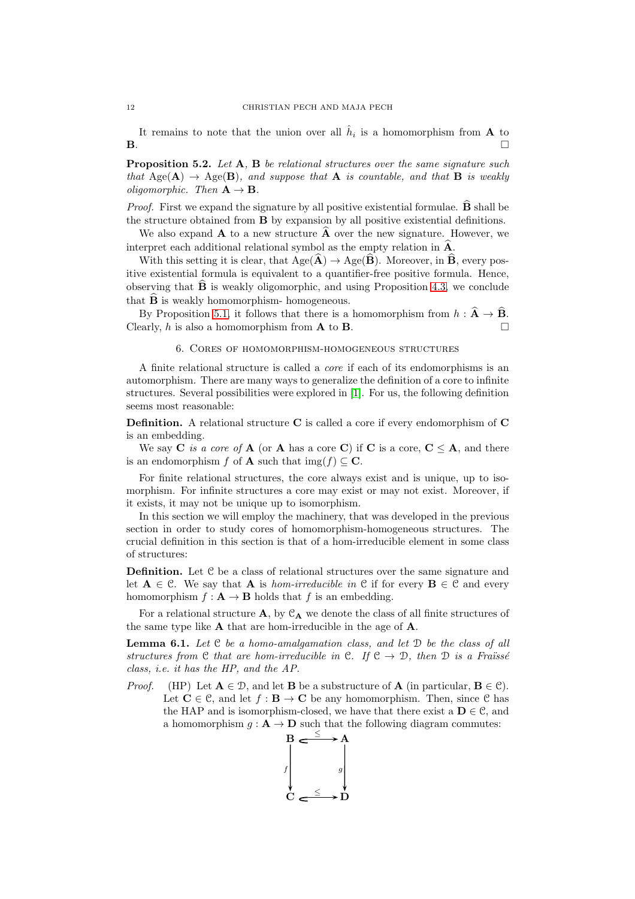It remains to note that the union over all $\hat{h}_i$ is a homomorphism from $\mathbf{A}$ to $\mathbf{B}$. □

**Proposition 5.2.** *Let $\mathbf{A}$, $\mathbf{B}$ be relational structures over the same signature such that $\operatorname{Age}(\mathbf{A}) \to \operatorname{Age}(\mathbf{B})$, and suppose that $\mathbf{A}$ is countable, and that $\mathbf{B}$ is weakly oligomorphic. Then $\mathbf{A} \to \mathbf{B}$.*

*Proof.* First we expand the signature by all positive existential formulae. $\widehat{\mathbf{B}}$ shall be the structure obtained from $\mathbf{B}$ by expansion by all positive existential definitions.

We also expand $\mathbf{A}$ to a new structure $\widehat{\mathbf{A}}$ over the new signature. However, we interpret each additional relational symbol as the empty relation in $\widehat{\mathbf{A}}$.

With this setting it is clear, that $\operatorname{Age}(\widehat{\mathbf{A}}) \to \operatorname{Age}(\widehat{\mathbf{B}})$. Moreover, in $\widehat{\mathbf{B}}$, every positive existential formula is equivalent to a quantifier-free positive formula. Hence, observing that $\widehat{\mathbf{B}}$ is weakly oligomorphic, and using Proposition 4.3, we conclude that $\widehat{\mathbf{B}}$ is weakly homomorphism- homogeneous.

By Proposition 5.1, it follows that there is a homomorphism from $h : \widehat{\mathbf{A}} \to \widehat{\mathbf{B}}$. Clearly, $h$ is also a homomorphism from $\mathbf{A}$ to $\mathbf{B}$. □

## 6. Cores of homomorphism-homogeneous structures

A finite relational structure is called a *core* if each of its endomorphisms is an automorphism. There are many ways to generalize the definition of a core to infinite structures. Several possibilities were explored in [1]. For us, the following definition seems most reasonable:

**Definition.** A relational structure $\mathbf{C}$ is called a core if every endomorphism of $\mathbf{C}$ is an embedding.

We say $\mathbf{C}$ *is a core of* $\mathbf{A}$ (or $\mathbf{A}$ has a core $\mathbf{C}$) if $\mathbf{C}$ is a core, $\mathbf{C} \leq \mathbf{A}$, and there is an endomorphism $f$ of $\mathbf{A}$ such that $\operatorname{img}(f) \subseteq \mathbf{C}$.

For finite relational structures, the core always exist and is unique, up to isomorphism. For infinite structures a core may exist or may not exist. Moreover, if it exists, it may not be unique up to isomorphism.

In this section we will employ the machinery, that was developed in the previous section in order to study cores of homomorphism-homogeneous structures. The crucial definition in this section is that of a hom-irreducible element in some class of structures:

**Definition.** Let $\mathcal{C}$ be a class of relational structures over the same signature and let $\mathbf{A} \in \mathcal{C}$. We say that $\mathbf{A}$ is *hom-irreducible in* $\mathcal{C}$ if for every $\mathbf{B} \in \mathcal{C}$ and every homomorphism $f : \mathbf{A} \to \mathbf{B}$ holds that $f$ is an embedding.

For a relational structure $\mathbf{A}$, by $\mathcal{C}_{\mathbf{A}}$ we denote the class of all finite structures of the same type like $\mathbf{A}$ that are hom-irreducible in the age of $\mathbf{A}$.

**Lemma 6.1.** *Let $\mathcal{C}$ be a homo-amalgamation class, and let $\mathcal{D}$ be the class of all structures from $\mathcal{C}$ that are hom-irreducible in $\mathcal{C}$. If $\mathcal{C} \to \mathcal{D}$, then $\mathcal{D}$ is a Fraïssé class, i.e. it has the HP, and the AP.*

*Proof.* (HP) Let $\mathbf{A} \in \mathcal{D}$, and let $\mathbf{B}$ be a substructure of $\mathbf{A}$ (in particular, $\mathbf{B} \in \mathcal{C}$). Let $\mathbf{C} \in \mathcal{C}$, and let $f : \mathbf{B} \to \mathbf{C}$ be any homomorphism. Then, since $\mathcal{C}$ has the HAP and is isomorphism-closed, we have that there exist a $\mathbf{D} \in \mathcal{C}$, and a homomorphism $g : \mathbf{A} \to \mathbf{D}$ such that the following diagram commutes:

$$\begin{array}{ccc} \mathbf{B} & \xrightarrow{\leq} & \mathbf{A} \\ {\scriptstyle f}\downarrow & & \downarrow{\scriptstyle g} \\ \mathbf{C} & \xrightarrow{\leq} & \mathbf{D} \end{array}$$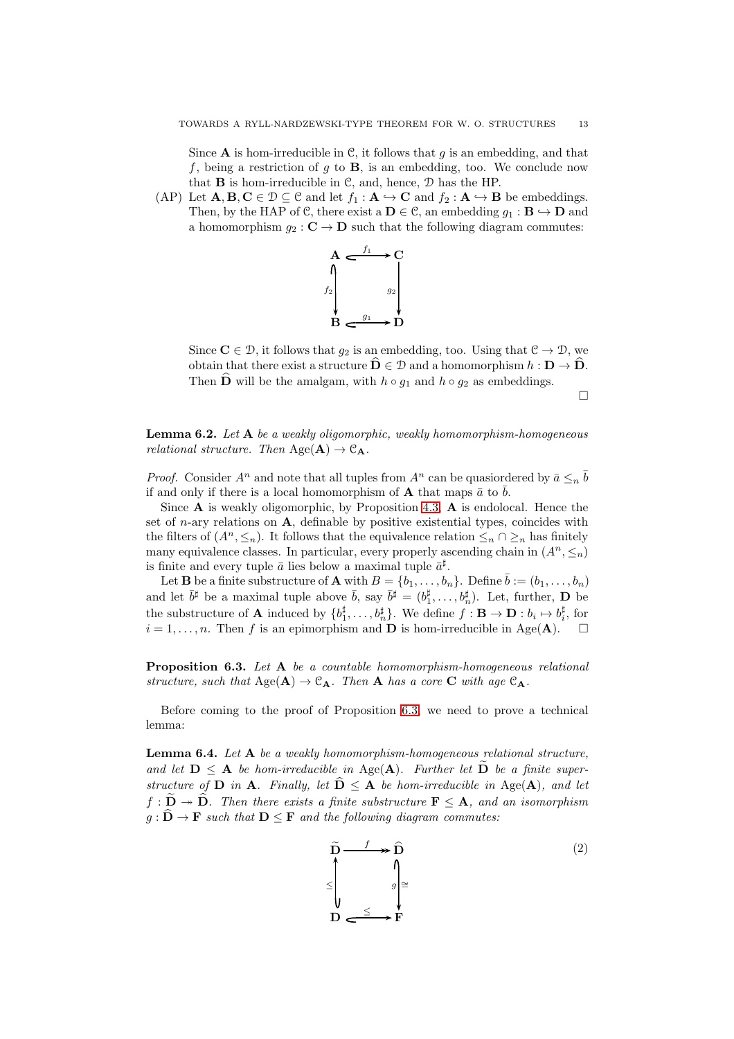Since $\mathbf{A}$ is hom-irreducible in $\mathcal{C}$, it follows that $g$ is an embedding, and that $f$, being a restriction of $g$ to $\mathbf{B}$, is an embedding, too. We conclude now that $\mathbf{B}$ is hom-irreducible in $\mathcal{C}$, and, hence, $\mathcal{D}$ has the HP.

(AP) Let $\mathbf{A}, \mathbf{B}, \mathbf{C} \in \mathcal{D} \subseteq \mathcal{C}$ and let $f_1 : \mathbf{A} \hookrightarrow \mathbf{C}$ and $f_2 : \mathbf{A} \hookrightarrow \mathbf{B}$ be embeddings. Then, by the HAP of $\mathcal{C}$, there exist a $\mathbf{D} \in \mathcal{C}$, an embedding $g_1 : \mathbf{B} \hookrightarrow \mathbf{D}$ and a homomorphism $g_2 : \mathbf{C} \to \mathbf{D}$ such that the following diagram commutes:

$$\begin{array}{ccc} \mathbf{A} & \xhookrightarrow{f_1} & \mathbf{C} \\ {\scriptstyle f_2}\downarrow & & \downarrow{\scriptstyle g_2} \\ \mathbf{B} & \xhookrightarrow{g_1} & \mathbf{D} \end{array}$$

Since $\mathbf{C} \in \mathcal{D}$, it follows that $g_2$ is an embedding, too. Using that $\mathcal{C} \to \mathcal{D}$, we obtain that there exist a structure $\widehat{\mathbf{D}} \in \mathcal{D}$ and a homomorphism $h : \mathbf{D} \to \widehat{\mathbf{D}}$. Then $\widehat{\mathbf{D}}$ will be the amalgam, with $h \circ g_1$ and $h \circ g_2$ as embeddings.

□

**Lemma 6.2.** *Let $\mathbf{A}$ be a weakly oligomorphic, weakly homomorphism-homogeneous relational structure. Then $\operatorname{Age}(\mathbf{A}) \to \mathcal{C}_{\mathbf{A}}$.*

*Proof.* Consider $A^n$ and note that all tuples from $A^n$ can be quasiordered by $\bar{a} \leq_n \bar{b}$ if and only if there is a local homomorphism of $\mathbf{A}$ that maps $\bar{a}$ to $\bar{b}$.

Since $\mathbf{A}$ is weakly oligomorphic, by Proposition 4.3, $\mathbf{A}$ is endolocal. Hence the set of $n$-ary relations on $\mathbf{A}$, definable by positive existential types, coincides with the filters of $(A^n, \leq_n)$. It follows that the equivalence relation $\leq_n \cap \geq_n$ has finitely many equivalence classes. In particular, every properly ascending chain in $(A^n, \leq_n)$ is finite and every tuple $\bar{a}$ lies below a maximal tuple $\bar{a}^\sharp$.

Let $\mathbf{B}$ be a finite substructure of $\mathbf{A}$ with $B = \{b_1, \dots, b_n\}$. Define $\bar{b} := (b_1, \dots, b_n)$ and let $\bar{b}^\sharp$ be a maximal tuple above $\bar{b}$, say $\bar{b}^\sharp = (b_1^\sharp, \dots, b_n^\sharp)$. Let, further, $\mathbf{D}$ be the substructure of $\mathbf{A}$ induced by $\{b_1^\sharp, \dots, b_n^\sharp\}$. We define $f : \mathbf{B} \to \mathbf{D} : b_i \mapsto b_i^\sharp$, for $i = 1, \dots, n$. Then $f$ is an epimorphism and $\mathbf{D}$ is hom-irreducible in $\operatorname{Age}(\mathbf{A})$. □

**Proposition 6.3.** *Let $\mathbf{A}$ be a countable homomorphism-homogeneous relational structure, such that $\operatorname{Age}(\mathbf{A}) \to \mathcal{C}_{\mathbf{A}}$. Then $\mathbf{A}$ has a core $\mathbf{C}$ with age $\mathcal{C}_{\mathbf{A}}$.*

Before coming to the proof of Proposition 6.3, we need to prove a technical lemma:

**Lemma 6.4.** *Let $\mathbf{A}$ be a weakly homomorphism-homogeneous relational structure, and let $\mathbf{D} \leq \mathbf{A}$ be hom-irreducible in $\operatorname{Age}(\mathbf{A})$. Further let $\widetilde{\mathbf{D}}$ be a finite superstructure of $\mathbf{D}$ in $\mathbf{A}$. Finally, let $\widehat{\mathbf{D}} \leq \mathbf{A}$ be hom-irreducible in $\operatorname{Age}(\mathbf{A})$, and let $f : \widetilde{\mathbf{D}} \twoheadrightarrow \widehat{\mathbf{D}}$. Then there exists a finite substructure $\mathbf{F} \leq \mathbf{A}$, and an isomorphism $g : \widehat{\mathbf{D}} \to \mathbf{F}$ such that $\mathbf{D} \leq \mathbf{F}$ and the following diagram commutes:*

$$\begin{array}{ccc} \widetilde{\mathbf{D}} & \xrightarrow{f} & \widehat{\mathbf{D}} \\ {\scriptstyle \leq}\uparrow & & \downarrow{\scriptstyle g}\,{\scriptstyle \cong} \\ \mathbf{D} & \xhookrightarrow{\leq} & \mathbf{F} \end{array} \tag{2}$$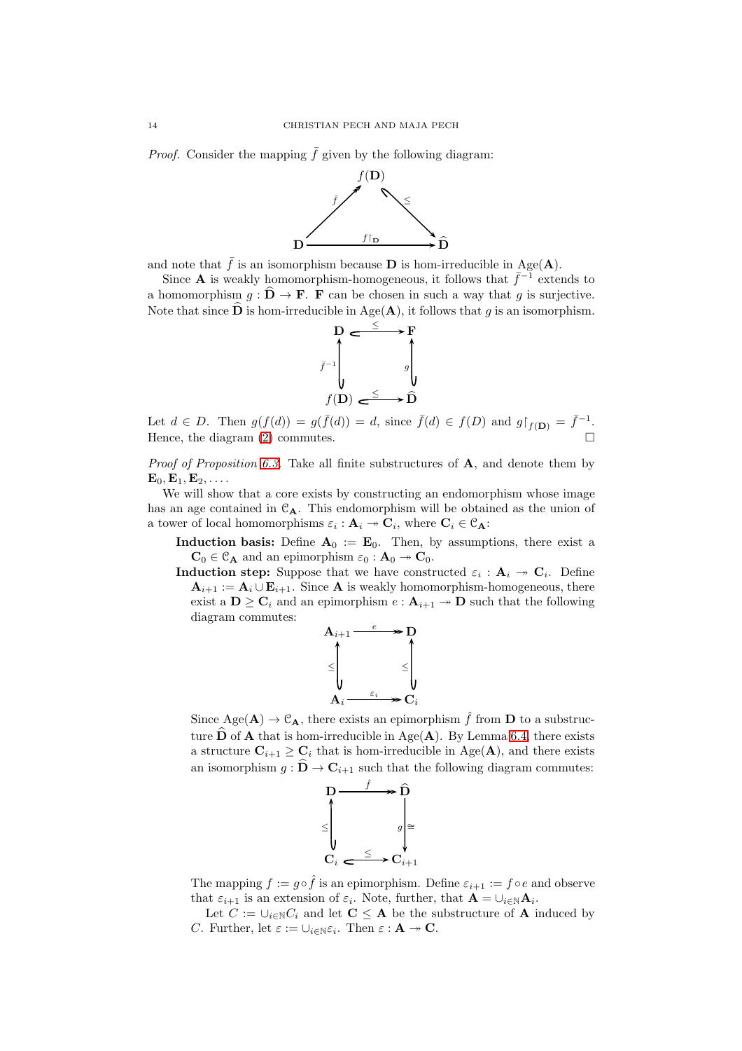*Proof.* Consider the mapping $\bar{f}$ given by the following diagram:

$$\begin{array}{ccc} & f(\mathbf{D}) & \\ \bar{f} \nearrow & & \searrow \leq \\ \mathbf{D} & \xrightarrow{f\restriction_{\mathbf{D}}} & \widehat{\mathbf{D}} \end{array}$$

and note that $\bar{f}$ is an isomorphism because $\mathbf{D}$ is hom-irreducible in $\operatorname{Age}(\mathbf{A})$.

Since $\mathbf{A}$ is weakly homomorphism-homogeneous, it follows that $\bar{f}^{-1}$ extends to a homomorphism $g : \widehat{\mathbf{D}} \to \mathbf{F}$. $\mathbf{F}$ can be chosen in such a way that $g$ is surjective. Note that since $\widehat{\mathbf{D}}$ is hom-irreducible in $\operatorname{Age}(\mathbf{A})$, it follows that $g$ is an isomorphism.

$$\begin{array}{ccc} \mathbf{D} & \xhookrightarrow{\leq} & \mathbf{F} \\ \uparrow \bar{f}^{-1} & & \uparrow g \\ f(\mathbf{D}) & \xhookrightarrow{\leq} & \widehat{\mathbf{D}} \end{array}$$

Let $d \in D$. Then $g(f(d)) = g(\bar{f}(d)) = d$, since $\bar{f}(d) \in f(D)$ and $g\restriction_{f(\mathbf{D})} = \bar{f}^{-1}$. Hence, the diagram (2) commutes. $\square$

*Proof of Proposition 6.3.* Take all finite substructures of $\mathbf{A}$, and denote them by $\mathbf{E}_0, \mathbf{E}_1, \mathbf{E}_2, \dots$.

We will show that a core exists by constructing an endomorphism whose image has an age contained in $\mathcal{C}_{\mathbf{A}}$. This endomorphism will be obtained as the union of a tower of local homomorphisms $\varepsilon_i : \mathbf{A}_i \twoheadrightarrow \mathbf{C}_i$, where $\mathbf{C}_i \in \mathcal{C}_{\mathbf{A}}$:

**Induction basis:** Define $\mathbf{A}_0 := \mathbf{E}_0$. Then, by assumptions, there exist a $\mathbf{C}_0 \in \mathcal{C}_{\mathbf{A}}$ and an epimorphism $\varepsilon_0 : \mathbf{A}_0 \twoheadrightarrow \mathbf{C}_0$.

**Induction step:** Suppose that we have constructed $\varepsilon_i : \mathbf{A}_i \twoheadrightarrow \mathbf{C}_i$. Define $\mathbf{A}_{i+1} := \mathbf{A}_i \cup \mathbf{E}_{i+1}$. Since $\mathbf{A}$ is weakly homomorphism-homogeneous, there exist a $\mathbf{D} \geq \mathbf{C}_i$ and an epimorphism $e : \mathbf{A}_{i+1} \twoheadrightarrow \mathbf{D}$ such that the following diagram commutes:

$$\begin{array}{ccc} \mathbf{A}_{i+1} & \xrightarrow{e} & \mathbf{D} \\ \uparrow \leq & & \uparrow \leq \\ \mathbf{A}_i & \xrightarrow{\varepsilon_i} & \mathbf{C}_i \end{array}$$

Since $\operatorname{Age}(\mathbf{A}) \to \mathcal{C}_{\mathbf{A}}$, there exists an epimorphism $\hat{f}$ from $\mathbf{D}$ to a substructure $\widehat{\mathbf{D}}$ of $\mathbf{A}$ that is hom-irreducible in $\operatorname{Age}(\mathbf{A})$. By Lemma 6.4, there exists a structure $\mathbf{C}_{i+1} \geq \mathbf{C}_i$ that is hom-irreducible in $\operatorname{Age}(\mathbf{A})$, and there exists an isomorphism $g : \widehat{\mathbf{D}} \to \mathbf{C}_{i+1}$ such that the following diagram commutes:

$$\begin{array}{ccc} \mathbf{D} & \xrightarrow{\hat{f}} & \widehat{\mathbf{D}} \\ \uparrow \leq & & \downarrow g \, \cong \\ \mathbf{C}_i & \xhookrightarrow{\leq} & \mathbf{C}_{i+1} \end{array}$$

The mapping $f := g \circ \hat{f}$ is an epimorphism. Define $\varepsilon_{i+1} := f \circ e$ and observe that $\varepsilon_{i+1}$ is an extension of $\varepsilon_i$. Note, further, that $\mathbf{A} = \cup_{i \in \mathbb{N}} \mathbf{A}_i$.

Let $C := \cup_{i \in \mathbb{N}} C_i$ and let $\mathbf{C} \leq \mathbf{A}$ be the substructure of $\mathbf{A}$ induced by $C$. Further, let $\varepsilon := \cup_{i \in \mathbb{N}} \varepsilon_i$. Then $\varepsilon : \mathbf{A} \twoheadrightarrow \mathbf{C}$.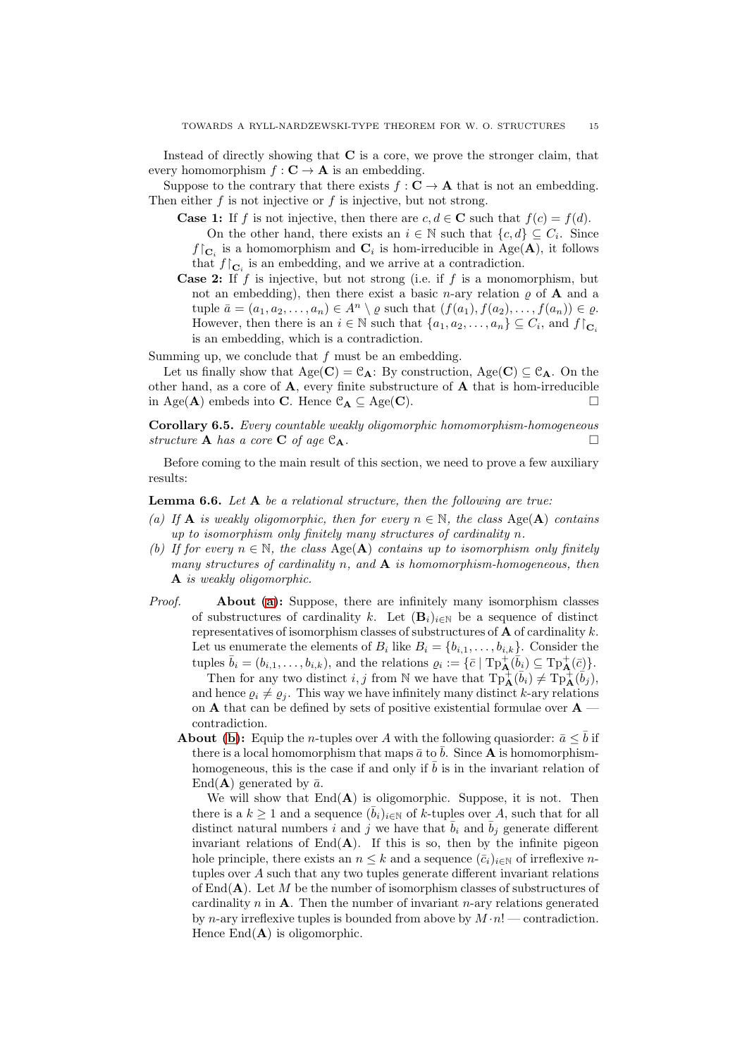Instead of directly showing that $\mathbf{C}$ is a core, we prove the stronger claim, that every homomorphism $f : \mathbf{C} \to \mathbf{A}$ is an embedding.

Suppose to the contrary that there exists $f : \mathbf{C} \to \mathbf{A}$ that is not an embedding. Then either $f$ is not injective or $f$ is injective, but not strong.

**Case 1:** If $f$ is not injective, then there are $c, d \in \mathbf{C}$ such that $f(c) = f(d)$.

On the other hand, there exists an $i \in \mathbb{N}$ such that $\{c, d\} \subseteq C_i$. Since $f{\restriction}_{\mathbf{C}_i}$ is a homomorphism and $\mathbf{C}_i$ is hom-irreducible in $\operatorname{Age}(\mathbf{A})$, it follows that $f{\restriction}_{\mathbf{C}_i}$ is an embedding, and we arrive at a contradiction.

**Case 2:** If $f$ is injective, but not strong (i.e. if $f$ is a monomorphism, but not an embedding), then there exist a basic $n$-ary relation $\varrho$ of $\mathbf{A}$ and a tuple $\bar{a} = (a_1, a_2, \dots, a_n) \in A^n \setminus \varrho$ such that $(f(a_1), f(a_2), \dots, f(a_n)) \in \varrho$. However, then there is an $i \in \mathbb{N}$ such that $\{a_1, a_2, \dots, a_n\} \subseteq C_i$, and $f{\restriction}_{\mathbf{C}_i}$ is an embedding, which is a contradiction.

Summing up, we conclude that $f$ must be an embedding.

Let us finally show that $\operatorname{Age}(\mathbf{C}) = \mathcal{C}_{\mathbf{A}}$: By construction, $\operatorname{Age}(\mathbf{C}) \subseteq \mathcal{C}_{\mathbf{A}}$. On the other hand, as a core of $\mathbf{A}$, every finite substructure of $\mathbf{A}$ that is hom-irreducible in $\operatorname{Age}(\mathbf{A})$ embed into $\mathbf{C}$. Hence $\mathcal{C}_{\mathbf{A}} \subseteq \operatorname{Age}(\mathbf{C})$. □

**Corollary 6.5.** *Every countable weakly oligomorphic homomorphism-homogeneous structure $\mathbf{A}$ has a core $\mathbf{C}$ of age $\mathcal{C}_{\mathbf{A}}$.* □

Before coming to the main result of this section, we need to prove a few auxiliary results:

**Lemma 6.6.** *Let $\mathbf{A}$ be a relational structure, then the following are true:*

*(a) If $\mathbf{A}$ is weakly oligomorphic, then for every $n \in \mathbb{N}$, the class $\operatorname{Age}(\mathbf{A})$ contains up to isomorphism only finitely many structures of cardinality $n$.*

*(b) If for every $n \in \mathbb{N}$, the class $\operatorname{Age}(\mathbf{A})$ contains up to isomorphism only finitely many structures of cardinality $n$, and $\mathbf{A}$ is homomorphism-homogeneous, then $\mathbf{A}$ is weakly oligomorphic.*

*Proof.* **About (a):** Suppose, there are infinitely many isomorphism classes of substructures of cardinality $k$. Let $(\mathbf{B}_i)_{i\in\mathbb{N}}$ be a sequence of distinct representatives of isomorphism classes of substructures of $\mathbf{A}$ of cardinality $k$. Let us enumerate the elements of $B_i$ like $B_i = \{b_{i,1}, \dots, b_{i,k}\}$. Consider the tuples $\bar{b}_i = (b_{i,1}, \dots, b_{i,k})$, and the relations $\varrho_i := \{\bar{c} \mid \operatorname{Tp}^+_{\mathbf{A}}(\bar{b}_i) \subseteq \operatorname{Tp}^+_{\mathbf{A}}(\bar{c})\}$.

Then for any two distinct $i, j$ from $\mathbb{N}$ we have that $\operatorname{Tp}^+_{\mathbf{A}}(\bar{b}_i) \neq \operatorname{Tp}^+_{\mathbf{A}}(\bar{b}_j)$, and hence $\varrho_i \neq \varrho_j$. This way we have infinitely many distinct $k$-ary relations on $\mathbf{A}$ that can be defined by sets of positive existential formulae over $\mathbf{A}$ — contradiction.

**About (b):** Equip the $n$-tuples over $A$ with the following quasiorder: $\bar{a} \leq \bar{b}$ if there is a local homomorphism that maps $\bar{a}$ to $\bar{b}$. Since $\mathbf{A}$ is homomorphism-homogeneous, this is the case if and only if $\bar{b}$ is in the invariant relation of $\operatorname{End}(\mathbf{A})$ generated by $\bar{a}$.

We will show that $\operatorname{End}(\mathbf{A})$ is oligomorphic. Suppose, it is not. Then there is a $k \geq 1$ and a sequence $(\bar{b}_i)_{i\in\mathbb{N}}$ of $k$-tuples over $A$, such that for all distinct natural numbers $i$ and $j$ we have that $\bar{b}_i$ and $\bar{b}_j$ generate different invariant relations of $\operatorname{End}(\mathbf{A})$. If this is so, then by the infinite pigeon hole principle, there exists an $n \leq k$ and a sequence $(\bar{c}_i)_{i\in\mathbb{N}}$ of irreflexive $n$-tuples over $A$ such that any two tuples generate different invariant relations of $\operatorname{End}(\mathbf{A})$. Let $M$ be the number of isomorphism classes of substructures of cardinality $n$ in $\mathbf{A}$. Then the number of invariant $n$-ary relations generated by $n$-ary irreflexive tuples is bounded from above by $M \cdot n!$ — contradiction. Hence $\operatorname{End}(\mathbf{A})$ is oligomorphic.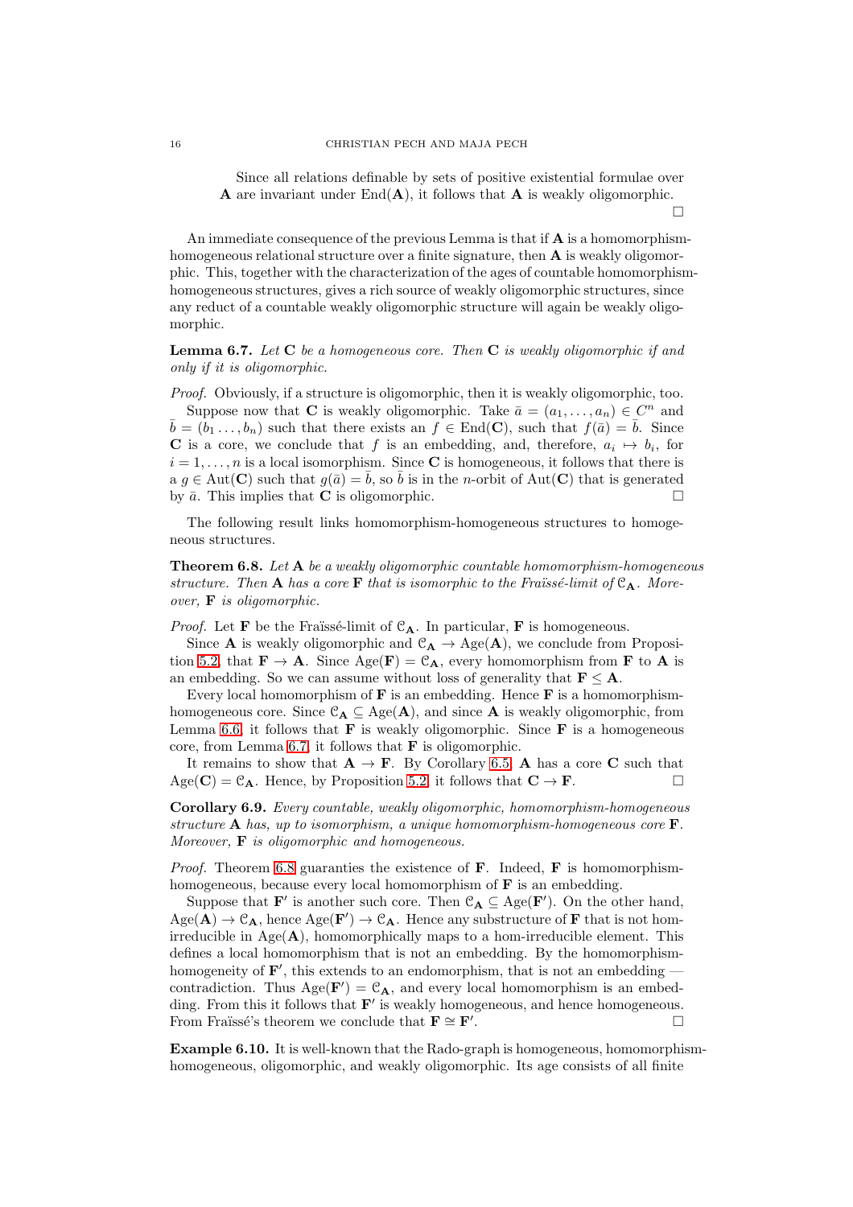Since all relations definable by sets of positive existential formulae over $\mathbf{A}$ are invariant under $\mathrm{End}(\mathbf{A})$, it follows that $\mathbf{A}$ is weakly oligomorphic.

□

An immediate consequence of the previous Lemma is that if $\mathbf{A}$ is a homomorphism-homogeneous relational structure over a finite signature, then $\mathbf{A}$ is weakly oligomorphic. This, together with the characterization of the ages of countable homomorphism-homogeneous structures, gives a rich source of weakly oligomorphic structures, since any reduct of a countable weakly oligomorphic structure will again be weakly oligomorphic.

**Lemma 6.7.** *Let $\mathbf{C}$ be a homogeneous core. Then $\mathbf{C}$ is weakly oligomorphic if and only if it is oligomorphic.*

*Proof.* Obviously, if a structure is oligomorphic, then it is weakly oligomorphic, too.

Suppose now that $\mathbf{C}$ is weakly oligomorphic. Take $\bar{a} = (a_1, \dots, a_n) \in C^n$ and $\bar{b} = (b_1 \dots, b_n)$ such that there exists an $f \in \mathrm{End}(\mathbf{C})$, such that $f(\bar{a}) = \bar{b}$. Since $\mathbf{C}$ is a core, we conclude that $f$ is an embedding, and, therefore, $a_i \mapsto b_i$, for $i = 1, \dots, n$ is a local isomorphism. Since $\mathbf{C}$ is homogeneous, it follows that there is a $g \in \mathrm{Aut}(\mathbf{C})$ such that $g(\bar{a}) = \bar{b}$, so $\bar{b}$ is in the $n$-orbit of $\mathrm{Aut}(\mathbf{C})$ that is generated by $\bar{a}$. This implies that $\mathbf{C}$ is oligomorphic. □

The following result links homomorphism-homogeneous structures to homogeneous structures.

**Theorem 6.8.** *Let $\mathbf{A}$ be a weakly oligomorphic countable homomorphism-homogeneous structure. Then $\mathbf{A}$ has a core $\mathbf{F}$ that is isomorphic to the Fraïssé-limit of $\mathcal{C}_{\mathbf{A}}$. Moreover, $\mathbf{F}$ is oligomorphic.*

*Proof.* Let $\mathbf{F}$ be the Fraïssé-limit of $\mathcal{C}_{\mathbf{A}}$. In particular, $\mathbf{F}$ is homogeneous.

Since $\mathbf{A}$ is weakly oligomorphic and $\mathcal{C}_{\mathbf{A}} \to \mathrm{Age}(\mathbf{A})$, we conclude from Proposition 5.2, that $\mathbf{F} \to \mathbf{A}$. Since $\mathrm{Age}(\mathbf{F}) = \mathcal{C}_{\mathbf{A}}$, every homomorphism from $\mathbf{F}$ to $\mathbf{A}$ is an embedding. So we can assume without loss of generality that $\mathbf{F} \le \mathbf{A}$.

Every local homomorphism of $\mathbf{F}$ is an embedding. Hence $\mathbf{F}$ is a homomorphism-homogeneous core. Since $\mathcal{C}_{\mathbf{A}} \subseteq \mathrm{Age}(\mathbf{A})$, and since $\mathbf{A}$ is weakly oligomorphic, from Lemma 6.6, it follows that $\mathbf{F}$ is weakly oligomorphic. Since $\mathbf{F}$ is a homogeneous core, from Lemma 6.7, it follows that $\mathbf{F}$ is oligomorphic.

It remains to show that $\mathbf{A} \to \mathbf{F}$. By Corollary 6.5, $\mathbf{A}$ has a core $\mathbf{C}$ such that $\mathrm{Age}(\mathbf{C}) = \mathcal{C}_{\mathbf{A}}$. Hence, by Proposition 5.2, it follows that $\mathbf{C} \to \mathbf{F}$. □

**Corollary 6.9.** *Every countable, weakly oligomorphic, homomorphism-homogeneous structure $\mathbf{A}$ has, up to isomorphism, a unique homomorphism-homogeneous core $\mathbf{F}$. Moreover, $\mathbf{F}$ is oligomorphic and homogeneous.*

*Proof.* Theorem 6.8 guaranties the existence of $\mathbf{F}$. Indeed, $\mathbf{F}$ is homomorphism-homogeneous, because every local homomorphism of $\mathbf{F}$ is an embedding.

Suppose that $\mathbf{F}'$ is another such core. Then $\mathcal{C}_{\mathbf{A}} \subseteq \mathrm{Age}(\mathbf{F}')$. On the other hand, $\mathrm{Age}(\mathbf{A}) \to \mathcal{C}_{\mathbf{A}}$, hence $\mathrm{Age}(\mathbf{F}') \to \mathcal{C}_{\mathbf{A}}$. Hence any substructure of $\mathbf{F}$ that is not hom-irreducible in $\mathrm{Age}(\mathbf{A})$, homomorphically maps to a hom-irreducible element. This defines a local homomorphism that is not an embedding. By the homomorphism-homogeneity of $\mathbf{F}'$, this extends to an endomorphism, that is not an embedding — contradiction. Thus $\mathrm{Age}(\mathbf{F}') = \mathcal{C}_{\mathbf{A}}$, and every local homomorphism is an embedding. From this it follows that $\mathbf{F}'$ is weakly homogeneous, and hence homogeneous. From Fraïssé's theorem we conclude that $\mathbf{F} \cong \mathbf{F}'$. □

**Example 6.10.** It is well-known that the Rado-graph is homogeneous, homomorphism-homogeneous, oligomorphic, and weakly oligomorphic. Its age consists of all finite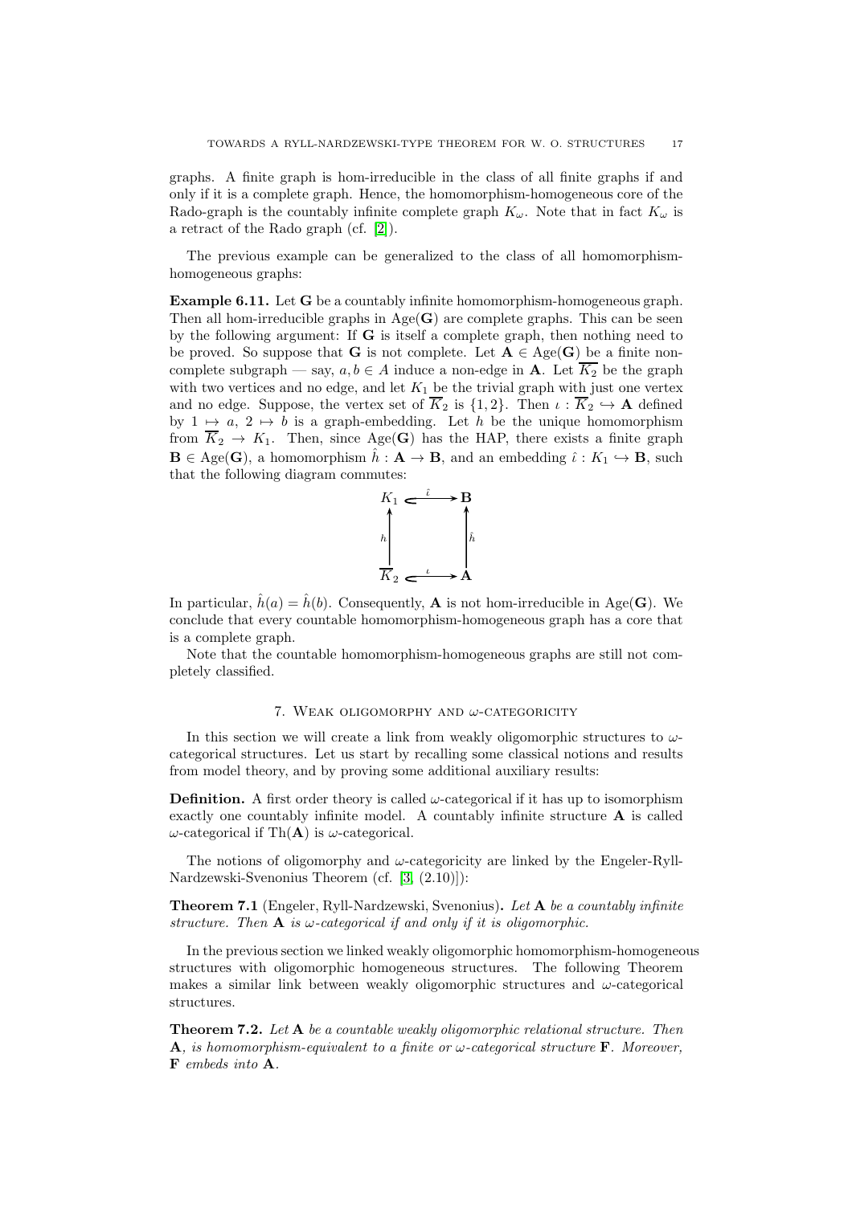graphs. A finite graph is hom-irreducible in the class of all finite graphs if and only if it is a complete graph. Hence, the homomorphism-homogeneous core of the Rado-graph is the countably infinite complete graph $K_\omega$. Note that in fact $K_\omega$ is a retract of the Rado graph (cf. [2]).

The previous example can be generalized to the class of all homomorphism-homogeneous graphs:

**Example 6.11.** Let $\mathbf{G}$ be a countably infinite homomorphism-homogeneous graph. Then all hom-irreducible graphs in $\operatorname{Age}(\mathbf{G})$ are complete graphs. This can be seen by the following argument: If $\mathbf{G}$ is itself a complete graph, then nothing need to be proved. So suppose that $\mathbf{G}$ is not complete. Let $\mathbf{A} \in \operatorname{Age}(\mathbf{G})$ be a finite non-complete subgraph — say, $a, b \in A$ induce a non-edge in $\mathbf{A}$. Let $\overline{K_2}$ be the graph with two vertices and no edge, and let $K_1$ be the trivial graph with just one vertex and no edge. Suppose, the vertex set of $\overline{K}_2$ is $\{1,2\}$. Then $\iota : \overline{K}_2 \hookrightarrow \mathbf{A}$ defined by $1 \mapsto a$, $2 \mapsto b$ is a graph-embedding. Let $h$ be the unique homomorphism from $\overline{K}_2 \to K_1$. Then, since $\operatorname{Age}(\mathbf{G})$ has the HAP, there exists a finite graph $\mathbf{B} \in \operatorname{Age}(\mathbf{G})$, a homomorphism $\hat{h} : \mathbf{A} \to \mathbf{B}$, and an embedding $\hat{\iota} : K_1 \hookrightarrow \mathbf{B}$, such that the following diagram commutes:

$$\begin{array}{ccc} K_1 & \xhookrightarrow{\hat{\iota}} & \mathbf{B} \\ \uparrow{\scriptstyle h} & & \uparrow{\scriptstyle \hat{h}} \\ \overline{K}_2 & \xhookrightarrow{\iota} & \mathbf{A} \end{array}$$

In particular, $\hat{h}(a) = \hat{h}(b)$. Consequently, $\mathbf{A}$ is not hom-irreducible in $\operatorname{Age}(\mathbf{G})$. We conclude that every countable homomorphism-homogeneous graph has a core that is a complete graph.

Note that the countable homomorphism-homogeneous graphs are still not completely classified.

## 7. Weak oligomorphy and $\omega$-categoricity

In this section we will create a link from weakly oligomorphic structures to $\omega$-categorical structures. Let us start by recalling some classical notions and results from model theory, and by proving some additional auxiliary results:

**Definition.** A first order theory is called $\omega$-categorical if it has up to isomorphism exactly one countably infinite model. A countably infinite structure $\mathbf{A}$ is called $\omega$-categorical if $\operatorname{Th}(\mathbf{A})$ is $\omega$-categorical.

The notions of oligomorphy and $\omega$-categoricity are linked by the Engeler-Ryll-Nardzewski-Svenonius Theorem (cf. [3, (2.10)]):

**Theorem 7.1** (Engeler, Ryll-Nardzewski, Svenonius)**.** *Let $\mathbf{A}$ be a countably infinite structure. Then $\mathbf{A}$ is $\omega$-categorical if and only if it is oligomorphic.*

In the previous section we linked weakly oligomorphic homomorphism-homogeneous structures with oligomorphic homogeneous structures. The following Theorem makes a similar link between weakly oligomorphic structures and $\omega$-categorical structures.

**Theorem 7.2.** *Let $\mathbf{A}$ be a countable weakly oligomorphic relational structure. Then $\mathbf{A}$, is homomorphism-equivalent to a finite or $\omega$-categorical structure $\mathbf{F}$. Moreover, $\mathbf{F}$ embeds into $\mathbf{A}$.*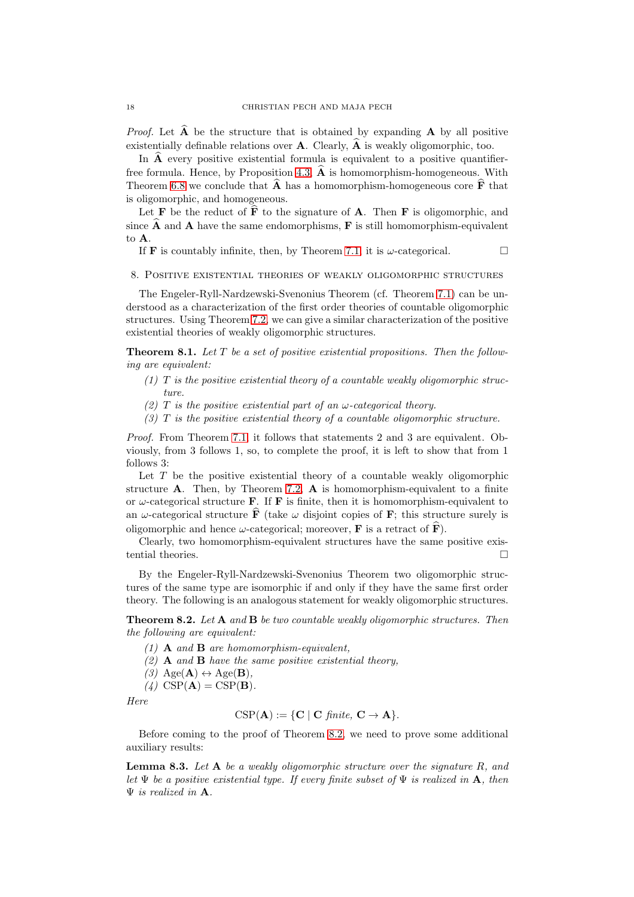*Proof.* Let $\widehat{\mathbf{A}}$ be the structure that is obtained by expanding $\mathbf{A}$ by all positive existentially definable relations over $\mathbf{A}$. Clearly, $\widehat{\mathbf{A}}$ is weakly oligomorphic, too.

In $\widehat{\mathbf{A}}$ every positive existential formula is equivalent to a positive quantifier-free formula. Hence, by Proposition 4.3, $\widehat{\mathbf{A}}$ is homomorphism-homogeneous. With Theorem 6.8 we conclude that $\widehat{\mathbf{A}}$ has a homomorphism-homogeneous core $\widehat{\mathbf{F}}$ that is oligomorphic, and homogeneous.

Let $\mathbf{F}$ be the reduct of $\widehat{\mathbf{F}}$ to the signature of $\mathbf{A}$. Then $\mathbf{F}$ is oligomorphic, and since $\widehat{\mathbf{A}}$ and $\mathbf{A}$ have the same endomorphisms, $\mathbf{F}$ is still homomorphism-equivalent to $\mathbf{A}$.

If $\mathbf{F}$ is countably infinite, then, by Theorem 7.1, it is $\omega$-categorical. □

## 8. Positive existential theories of weakly oligomorphic structures

The Engeler-Ryll-Nardzewski-Svenonius Theorem (cf. Theorem 7.1) can be understood as a characterization of the first order theories of countable oligomorphic structures. Using Theorem 7.2, we can give a similar characterization of the positive existential theories of weakly oligomorphic structures.

**Theorem 8.1.** *Let $T$ be a set of positive existential propositions. Then the following are equivalent:*

1. *$T$ is the positive existential theory of a countable weakly oligomorphic structure.*
2. *$T$ is the positive existential part of an $\omega$-categorical theory.*
3. *$T$ is the positive existential theory of a countable oligomorphic structure.*

*Proof.* From Theorem 7.1, it follows that statements 2 and 3 are equivalent. Obviously, from 3 follows 1, so, to complete the proof, it is left to show that from 1 follows 3:

Let $T$ be the positive existential theory of a countable weakly oligomorphic structure $\mathbf{A}$. Then, by Theorem 7.2, $\mathbf{A}$ is homomorphism-equivalent to a finite or $\omega$-categorical structure $\mathbf{F}$. If $\mathbf{F}$ is finite, then it is homomorphism-equivalent to an $\omega$-categorical structure $\widehat{\mathbf{F}}$ (take $\omega$ disjoint copies of $\mathbf{F}$; this structure surely is oligomorphic and hence $\omega$-categorical; moreover, $\mathbf{F}$ is a retract of $\widehat{\mathbf{F}}$).

Clearly, two homomorphism-equivalent structures have the same positive existential theories. □

By the Engeler-Ryll-Nardzewski-Svenonius Theorem two oligomorphic structures of the same type are isomorphic if and only if they have the same first order theory. The following is an analogous statement for weakly oligomorphic structures.

**Theorem 8.2.** *Let $\mathbf{A}$ and $\mathbf{B}$ be two countable weakly oligomorphic structures. Then the following are equivalent:*

1. *$\mathbf{A}$ and $\mathbf{B}$ are homomorphism-equivalent,*
2. *$\mathbf{A}$ and $\mathbf{B}$ have the same positive existential theory,*
3. *$\operatorname{Age}(\mathbf{A}) \leftrightarrow \operatorname{Age}(\mathbf{B})$,*
4. *$\operatorname{CSP}(\mathbf{A}) = \operatorname{CSP}(\mathbf{B})$.*

*Here*

$$\operatorname{CSP}(\mathbf{A}) := \{\mathbf{C} \mid \mathbf{C} \text{ finite}, \mathbf{C} \to \mathbf{A}\}.$$

Before coming to the proof of Theorem 8.2, we need to prove some additional auxiliary results:

**Lemma 8.3.** *Let $\mathbf{A}$ be a weakly oligomorphic structure over the signature $R$, and let $\Psi$ be a positive existential type. If every finite subset of $\Psi$ is realized in $\mathbf{A}$, then $\Psi$ is realized in $\mathbf{A}$.*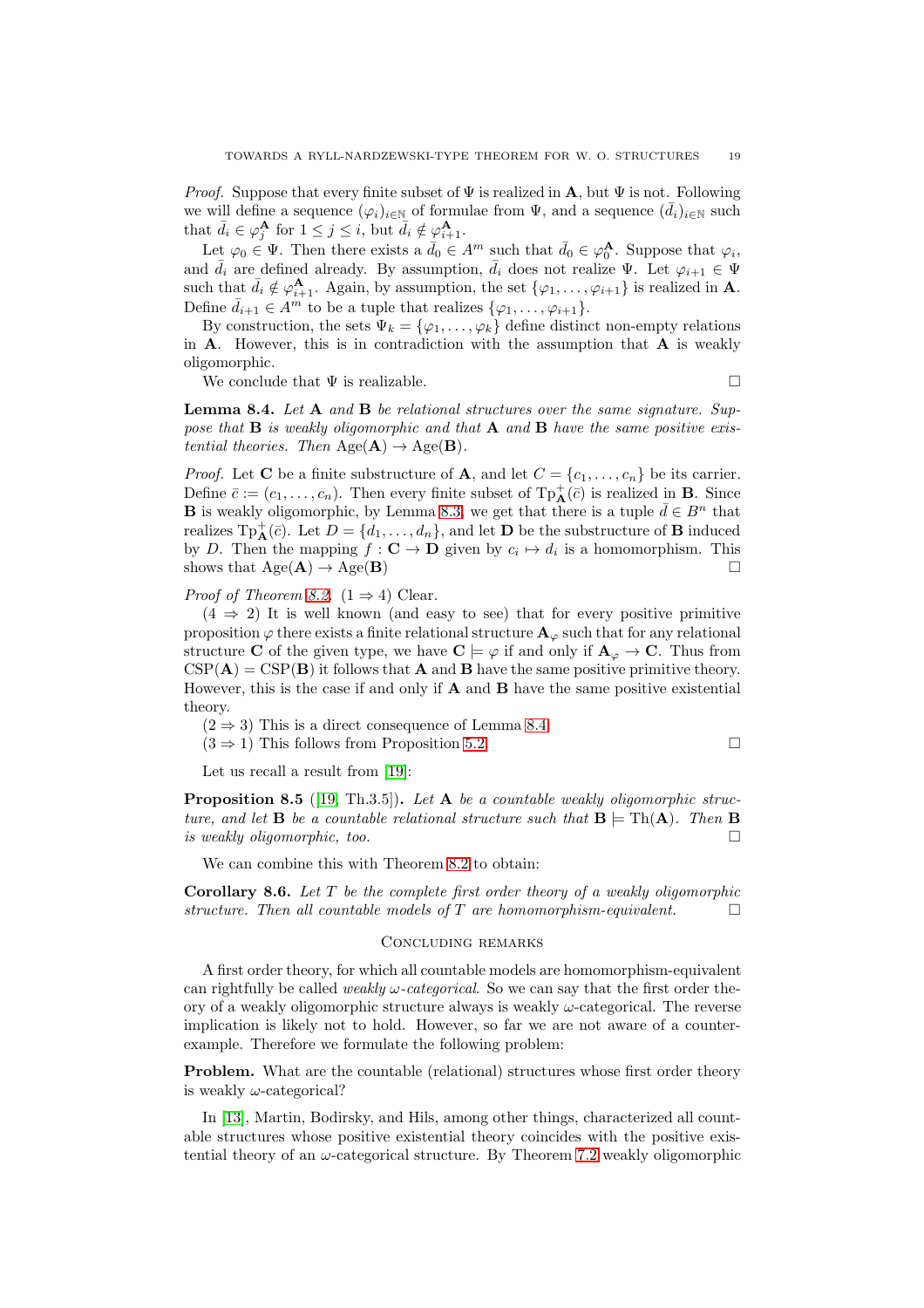*Proof.* Suppose that every finite subset of $\Psi$ is realized in $\mathbf{A}$, but $\Psi$ is not. Following we will define a sequence $(\varphi_i)_{i\in\mathbb{N}}$ of formulae from $\Psi$, and a sequence $(\bar{d}_i)_{i\in\mathbb{N}}$ such that $\bar{d}_i \in \varphi_j^{\mathbf{A}}$ for $1 \leq j \leq i$, but $\bar{d}_i \notin \varphi_{i+1}^{\mathbf{A}}$.

Let $\varphi_0 \in \Psi$. Then there exists a $\bar{d}_0 \in A^m$ such that $\bar{d}_0 \in \varphi_0^{\mathbf{A}}$. Suppose that $\varphi_i$, and $\bar{d}_i$ are defined already. By assumption, $\bar{d}_i$ does not realize $\Psi$. Let $\varphi_{i+1} \in \Psi$ such that $\bar{d}_i \notin \varphi_{i+1}^{\mathbf{A}}$. Again, by assumption, the set $\{\varphi_1, \dots, \varphi_{i+1}\}$ is realized in $\mathbf{A}$. Define $\bar{d}_{i+1} \in A^m$ to be a tuple that realizes $\{\varphi_1, \dots, \varphi_{i+1}\}$.

By construction, the sets $\Psi_k = \{\varphi_1, \dots, \varphi_k\}$ define distinct non-empty relations in $\mathbf{A}$. However, this is in contradiction with the assumption that $\mathbf{A}$ is weakly oligomorphic.

We conclude that $\Psi$ is realizable. $\square$

**Lemma 8.4.** *Let $\mathbf{A}$ and $\mathbf{B}$ be relational structures over the same signature. Suppose that $\mathbf{B}$ is weakly oligomorphic and that $\mathbf{A}$ and $\mathbf{B}$ have the same positive existential theories. Then* $\operatorname{Age}(\mathbf{A}) \to \operatorname{Age}(\mathbf{B})$.

*Proof.* Let $\mathbf{C}$ be a finite substructure of $\mathbf{A}$, and let $C = \{c_1, \dots, c_n\}$ be its carrier. Define $\bar{c} := (c_1, \dots, c_n)$. Then every finite subset of $\operatorname{Tp}^+_{\mathbf{A}}(\bar{c})$ is realized in $\mathbf{B}$. Since $\mathbf{B}$ is weakly oligomorphic, by Lemma 8.3, we get that there is a tuple $\bar{d} \in B^n$ that realizes $\operatorname{Tp}^+_{\mathbf{A}}(\bar{c})$. Let $D = \{d_1, \dots, d_n\}$, and let $\mathbf{D}$ be the substructure of $\mathbf{B}$ induced by $D$. Then the mapping $f : \mathbf{C} \to \mathbf{D}$ given by $c_i \mapsto d_i$ is a homomorphism. This shows that $\operatorname{Age}(\mathbf{A}) \to \operatorname{Age}(\mathbf{B})$ $\square$

*Proof of Theorem 8.2.* ($1 \Rightarrow 4$) Clear.

($4 \Rightarrow 2$) It is well known (and easy to see) that for every positive primitive proposition $\varphi$ there exists a finite relational structure $\mathbf{A}_\varphi$ such that for any relational structure $\mathbf{C}$ of the given type, we have $\mathbf{C} \models \varphi$ if and only if $\mathbf{A}_\varphi \to \mathbf{C}$. Thus from $\operatorname{CSP}(\mathbf{A}) = \operatorname{CSP}(\mathbf{B})$ it follows that $\mathbf{A}$ and $\mathbf{B}$ have the same positive primitive theory. However, this is the case if and only if $\mathbf{A}$ and $\mathbf{B}$ have the same positive existential theory.

($2 \Rightarrow 3$) This is a direct consequence of Lemma 8.4.

($3 \Rightarrow 1$) This follows from Proposition 5.2. $\square$

Let us recall a result from [19]:

**Proposition 8.5** ([19, Th.3.5]). *Let $\mathbf{A}$ be a countable weakly oligomorphic structure, and let $\mathbf{B}$ be a countable relational structure such that $\mathbf{B} \models \operatorname{Th}(\mathbf{A})$. Then $\mathbf{B}$ is weakly oligomorphic, too.* $\square$

We can combine this with Theorem 8.2 to obtain:

**Corollary 8.6.** *Let $T$ be the complete first order theory of a weakly oligomorphic structure. Then all countable models of $T$ are homomorphism-equivalent.* $\square$

## Concluding remarks

A first order theory, for which all countable models are homomorphism-equivalent can rightfully be called *weakly $\omega$-categorical*. So we can say that the first order theory of a weakly oligomorphic structure always is weakly $\omega$-categorical. The reverse implication is likely not to hold. However, so far we are not aware of a counterexample. Therefore we formulate the following problem:

**Problem.** What are the countable (relational) structures whose first order theory is weakly $\omega$-categorical?

In [13], Martin, Bodirsky, and Hils, among other things, characterized all countable structures whose positive existential theory coincides with the positive existential theory of an $\omega$-categorical structure. By Theorem 7.2 weakly oligomorphic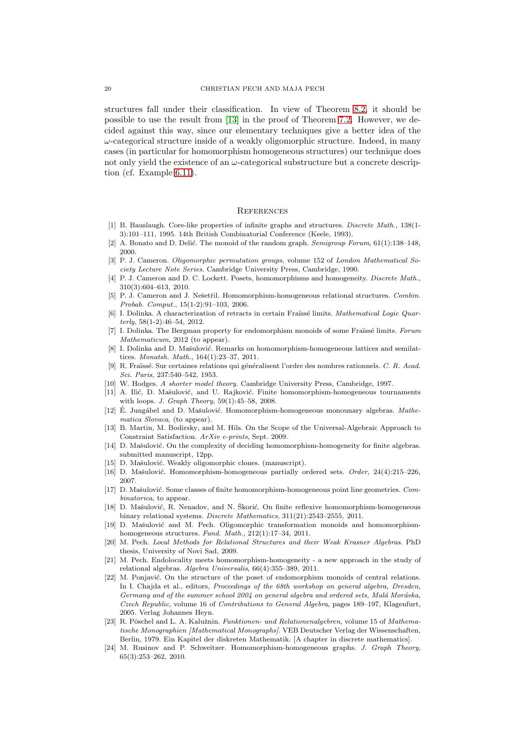structures fall under their classification. In view of Theorem 8.2, it should be possible to use the result from [13] in the proof of Theorem 7.2. However, we decided against this way, since our elementary techniques give a better idea of the $\omega$-categorical structure inside of a weakly oligomorphic structure. Indeed, in many cases (in particular for homomorphism homogeneous structures) our technique does not only yield the existence of an $\omega$-categorical substructure but a concrete description (cf. Example 6.11).

## References

[1] B. Bauslaugh. Core-like properties of infinite graphs and structures. *Discrete Math.*, 138(1-3):101–111, 1995. 14th British Combinatorial Conference (Keele, 1993).

[2] A. Bonato and D. Delić. The monoid of the random graph. *Semigroup Forum*, 61(1):138–148, 2000.

[3] P. J. Cameron. *Oligomorphic permutation groups*, volume 152 of *London Mathematical Society Lecture Note Series*. Cambridge University Press, Cambridge, 1990.

[4] P. J. Cameron and D. C. Lockett. Posets, homomorphisms and homogeneity. *Discrete Math.*, 310(3):604–613, 2010.

[5] P. J. Cameron and J. Nešetřil. Homomorphism-homogeneous relational structures. *Combin. Probab. Comput.*, 15(1-2):91–103, 2006.

[6] I. Dolinka. A characterization of retracts in certain Fraïssé limits. *Mathematical Logic Quarterly*, 58(1-2):46–54, 2012.

[7] I. Dolinka. The Bergman property for endomorphism monoids of some Fraïssé limits. *Forum Mathematicum*, 2012 (to appear).

[8] I. Dolinka and D. Mašulović. Remarks on homomorphism-homogeneous lattices and semilattices. *Monatsh. Math.*, 164(1):23–37, 2011.

[9] R. Fraïssé. Sur certaines relations qui généralisent l'ordre des nombres rationnels. *C. R. Acad. Sci. Paris*, 237:540–542, 1953.

[10] W. Hodges. *A shorter model theory*. Cambridge University Press, Cambridge, 1997.

[11] A. Ilić, D. Mašulović, and U. Rajković. Finite homomorphism-homogeneous tournaments with loops. *J. Graph Theory*, 59(1):45–58, 2008.

[12] É. Jungábel and D. Mašulović. Homomorphism-homogeneous monounary algebras. *Mathematica Slovaca*, (to appear).

[13] B. Martin, M. Bodirsky, and M. Hils. On the Scope of the Universal-Algebraic Approach to Constraint Satisfaction. *ArXiv e-prints*, Sept. 2009.

[14] D. Mašulović. On the complexity of deciding homomorphism-homogeneity for finite algebras. submitted manuscript, 12pp.

[15] D. Mašulović. Weakly oligomorphic clones. (manuscript).

[16] D. Mašulović. Homomorphism-homogeneous partially ordered sets. *Order*, 24(4):215–226, 2007.

[17] D. Mašulović. Some classes of finite homomorphism-homogeneous point line geometries. *Combinatorica*, to appear.

[18] D. Mašulović, R. Nenadov, and N. Škorić. On finite reflexive homomorphism-homogeneous binary relational systems. *Discrete Mathematics*, 311(21):2543–2555, 2011.

[19] D. Mašulović and M. Pech. Oligomorphic transformation monoids and homomorphism-homogeneous structures. *Fund. Math.*, 212(1):17–34, 2011.

[20] M. Pech. *Local Methods for Relational Structures and their Weak Krasner Algebras*. PhD thesis, University of Novi Sad, 2009.

[21] M. Pech. Endolocality meets homomorphism-homogeneity - a new approach in the study of relational algebras. *Algebra Universalis*, 66(4):355–389, 2011.

[22] M. Ponjavić. On the structure of the poset of endomorphism monoids of central relations. In I. Chajda et al., editors, *Proceedings of the 68th workshop on general algebra, Dresden, Germany and of the summer school 2004 on general algebra and ordered sets, Malá Morávka, Czech Republic*, volume 16 of *Contributions to General Algebra*, pages 189–197, Klagenfurt, 2005. Verlag Johannes Heyn.

[23] R. Pöschel and L. A. Kalužnin. *Funktionen- und Relationenalgebren*, volume 15 of *Mathematische Monographien [Mathematical Monographs]*. VEB Deutscher Verlag der Wissenschaften, Berlin, 1979. Ein Kapitel der diskreten Mathematik. [A chapter in discrete mathematics].

[24] M. Rusinov and P. Schweitzer. Homomorphism-homogeneous graphs. *J. Graph Theory*, 65(3):253–262, 2010.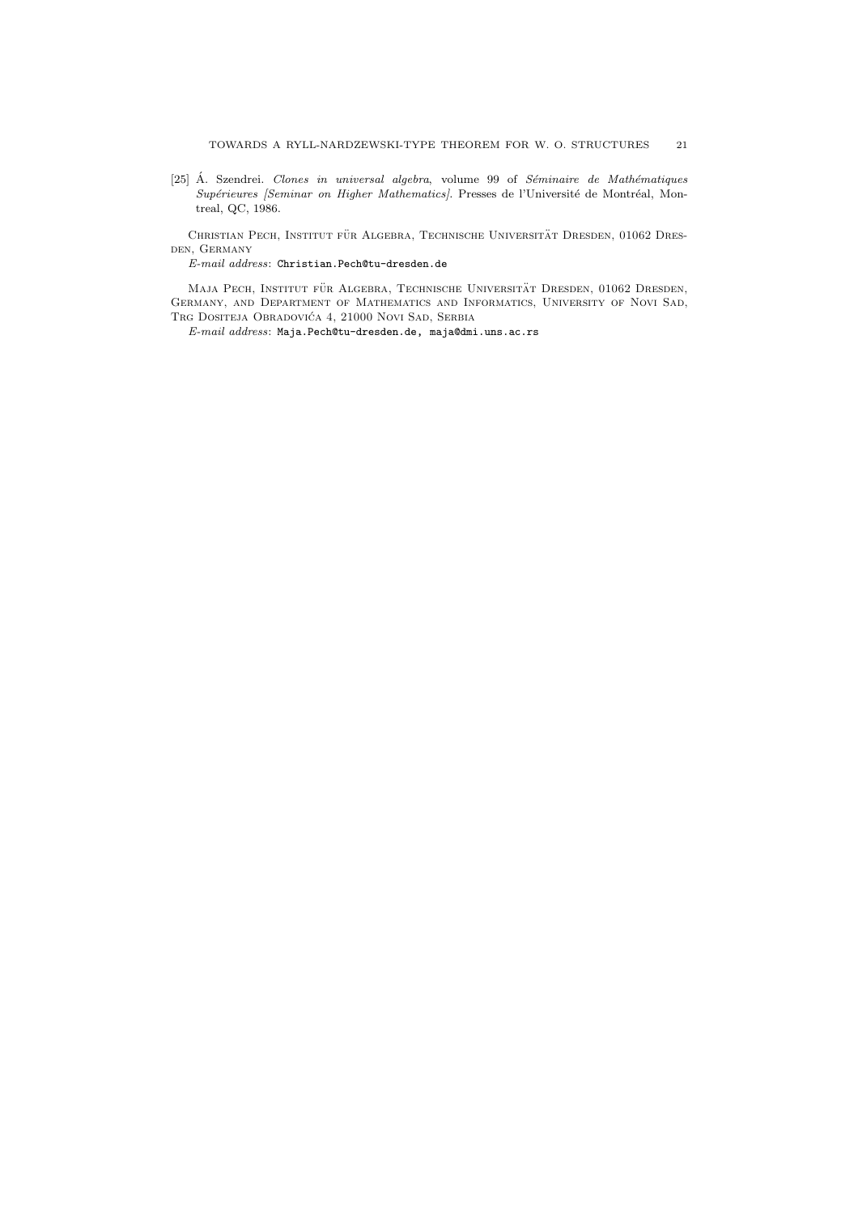[25] Á. Szendrei. *Clones in universal algebra*, volume 99 of *Séminaire de Mathématiques Supérieures [Seminar on Higher Mathematics]*. Presses de l'Université de Montréal, Montreal, QC, 1986.

Christian Pech, Institut für Algebra, Technische Universität Dresden, 01062 Dresden, Germany

*E-mail address*: Christian.Pech@tu-dresden.de

Maja Pech, Institut für Algebra, Technische Universität Dresden, 01062 Dresden, Germany, and Department of Mathematics and Informatics, University of Novi Sad, Trg Dositeja Obradovića 4, 21000 Novi Sad, Serbia

*E-mail address*: Maja.Pech@tu-dresden.de, maja@dmi.uns.ac.rs